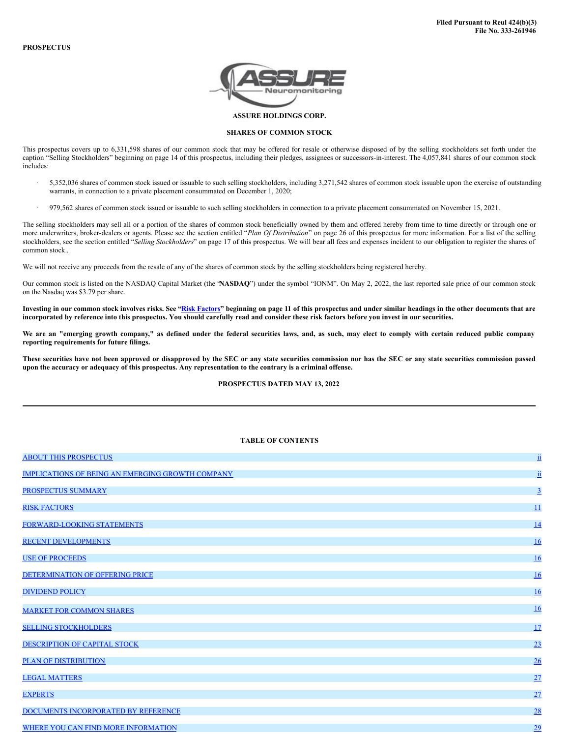Filed Pursuant to Reul 424(b)(3)
File No. 333-261946

**PROSPECTUS**

**ASSURE HOLDINGS CORP.**

**SHARES OF COMMON STOCK**

This prospectus covers up to 6,331,598 shares of our common stock that may be offered for resale or otherwise disposed of by the selling stockholders set forth under the caption "Selling Stockholders" beginning on page 14 of this prospectus, including their pledges, assignees or successors-in-interest. The 4,057,841 shares of our common stock includes:

- 5,352,036 shares of common stock issued or issuable to such selling stockholders, including 3,271,542 shares of common stock issuable upon the exercise of outstanding warrants, in connection to a private placement consummated on December 1, 2020;
- 979,562 shares of common stock issued or issuable to such selling stockholders in connection to a private placement consummated on November 15, 2021.

The selling stockholders may sell all or a portion of the shares of common stock beneficially owned by them and offered hereby from time to time directly or through one or more underwriters, broker-dealers or agents. Please see the section entitled "*Plan Of Distribution*" on page 26 of this prospectus for more information. For a list of the selling stockholders, see the section entitled "*Selling Stockholders*" on page 17 of this prospectus. We will bear all fees and expenses incident to our obligation to register the shares of common stock..

We will not receive any proceeds from the resale of any of the shares of common stock by the selling stockholders being registered hereby.

Our common stock is listed on the NASDAQ Capital Market (the '**NASDAQ**") under the symbol "IONM". On May 2, 2022, the last reported sale price of our common stock on the Nasdaq was $3.79 per share.

**Investing in our common stock involves risks. See "Risk Factors" beginning on page 11 of this prospectus and under similar headings in the other documents that are incorporated by reference into this prospectus. You should carefully read and consider these risk factors before you invest in our securities.**

**We are an "emerging growth company," as defined under the federal securities laws, and, as such, may elect to comply with certain reduced public company reporting requirements for future filings.**

**These securities have not been approved or disapproved by the SEC or any state securities commission nor has the SEC or any state securities commission passed upon the accuracy or adequacy of this prospectus. Any representation to the contrary is a criminal offense.**

**PROSPECTUS DATED MAY 13, 2022**

---

**TABLE OF CONTENTS**

| | |
|---|---|
| ABOUT THIS PROSPECTUS | ii |
| IMPLICATIONS OF BEING AN EMERGING GROWTH COMPANY | ii |
| PROSPECTUS SUMMARY | 3 |
| RISK FACTORS | 11 |
| FORWARD-LOOKING STATEMENTS | 14 |
| RECENT DEVELOPMENTS | 16 |
| USE OF PROCEEDS | 16 |
| DETERMINATION OF OFFERING PRICE | 16 |
| DIVIDEND POLICY | 16 |
| MARKET FOR COMMON SHARES | 16 |
| SELLING STOCKHOLDERS | 17 |
| DESCRIPTION OF CAPITAL STOCK | 23 |
| PLAN OF DISTRIBUTION | 26 |
| LEGAL MATTERS | 27 |
| EXPERTS | 27 |
| DOCUMENTS INCORPORATED BY REFERENCE | 28 |
| WHERE YOU CAN FIND MORE INFORMATION | 29 |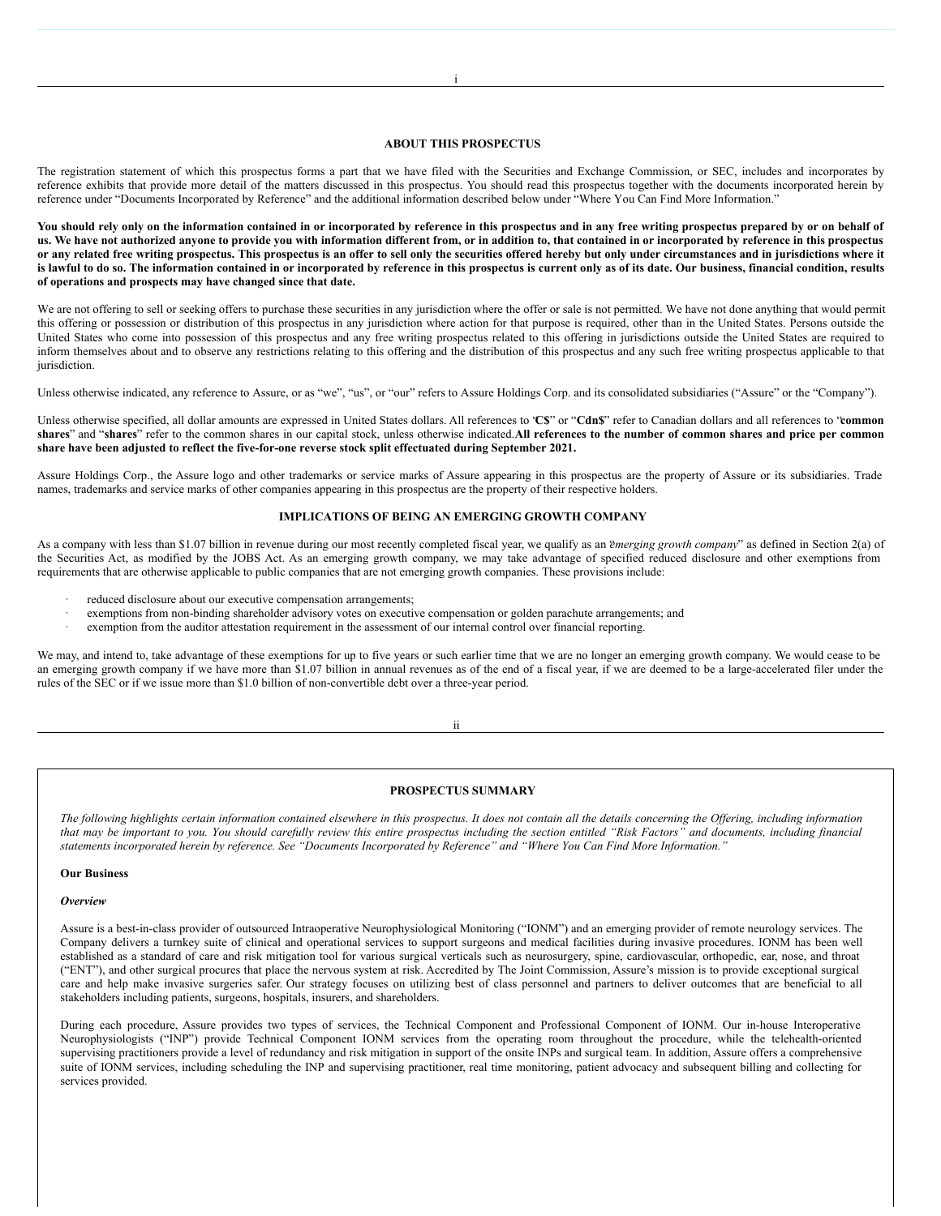## ABOUT THIS PROSPECTUS

The registration statement of which this prospectus forms a part that we have filed with the Securities and Exchange Commission, or SEC, includes and incorporates by reference exhibits that provide more detail of the matters discussed in this prospectus. You should read this prospectus together with the documents incorporated herein by reference under "Documents Incorporated by Reference" and the additional information described below under "Where You Can Find More Information."

**You should rely only on the information contained in or incorporated by reference in this prospectus and in any free writing prospectus prepared by or on behalf of us. We have not authorized anyone to provide you with information different from, or in addition to, that contained in or incorporated by reference in this prospectus or any related free writing prospectus. This prospectus is an offer to sell only the securities offered hereby but only under circumstances and in jurisdictions where it is lawful to do so. The information contained in or incorporated by reference in this prospectus is current only as of its date. Our business, financial condition, results of operations and prospects may have changed since that date.**

We are not offering to sell or seeking offers to purchase these securities in any jurisdiction where the offer or sale is not permitted. We have not done anything that would permit this offering or possession or distribution of this prospectus in any jurisdiction where action for that purpose is required, other than in the United States. Persons outside the United States who come into possession of this prospectus and any free writing prospectus related to this offering in jurisdictions outside the United States are required to inform themselves about and to observe any restrictions relating to this offering and the distribution of this prospectus and any such free writing prospectus applicable to that jurisdiction.

Unless otherwise indicated, any reference to Assure, or as "we", "us", or "our" refers to Assure Holdings Corp. and its consolidated subsidiaries ("Assure" or the "Company").

Unless otherwise specified, all dollar amounts are expressed in United States dollars. All references to "**C$**" or "**Cdn$**" refer to Canadian dollars and all references to "**common shares**" and "**shares**" refer to the common shares in our capital stock, unless otherwise indicated. **All references to the number of common shares and price per common share have been adjusted to reflect the five-for-one reverse stock split effectuated during September 2021.**

Assure Holdings Corp., the Assure logo and other trademarks or service marks of Assure appearing in this prospectus are the property of Assure or its subsidiaries. Trade names, trademarks and service marks of other companies appearing in this prospectus are the property of their respective holders.

## IMPLICATIONS OF BEING AN EMERGING GROWTH COMPANY

As a company with less than $1.07 billion in revenue during our most recently completed fiscal year, we qualify as an "*emerging growth company*" as defined in Section 2(a) of the Securities Act, as modified by the JOBS Act. As an emerging growth company, we may take advantage of specified reduced disclosure and other exemptions from requirements that are otherwise applicable to public companies that are not emerging growth companies. These provisions include:

- reduced disclosure about our executive compensation arrangements;
- exemptions from non-binding shareholder advisory votes on executive compensation or golden parachute arrangements; and
- exemption from the auditor attestation requirement in the assessment of our internal control over financial reporting.

We may, and intend to, take advantage of these exemptions for up to five years or such earlier time that we are no longer an emerging growth company. We would cease to be an emerging growth company if we have more than $1.07 billion in annual revenues as of the end of a fiscal year, if we are deemed to be a large-accelerated filer under the rules of the SEC or if we issue more than $1.0 billion of non-convertible debt over a three-year period.

## PROSPECTUS SUMMARY

*The following highlights certain information contained elsewhere in this prospectus. It does not contain all the details concerning the Offering, including information that may be important to you. You should carefully review this entire prospectus including the section entitled "Risk Factors" and documents, including financial statements incorporated herein by reference. See "Documents Incorporated by Reference" and "Where You Can Find More Information."*

### Our Business

#### *Overview*

Assure is a best-in-class provider of outsourced Intraoperative Neurophysiological Monitoring ("IONM") and an emerging provider of remote neurology services. The Company delivers a turnkey suite of clinical and operational services to support surgeons and medical facilities during invasive procedures. IONM has been well established as a standard of care and risk mitigation tool for various surgical verticals such as neurosurgery, spine, cardiovascular, orthopedic, ear, nose, and throat ("ENT"), and other surgical procures that place the nervous system at risk. Accredited by The Joint Commission, Assure's mission is to provide exceptional surgical care and help make invasive surgeries safer. Our strategy focuses on utilizing best of class personnel and partners to deliver outcomes that are beneficial to all stakeholders including patients, surgeons, hospitals, insurers, and shareholders.

During each procedure, Assure provides two types of services, the Technical Component and Professional Component of IONM. Our in-house Interoperative Neurophysiologists ("INP") provide Technical Component IONM services from the operating room throughout the procedure, while the telehealth-oriented supervising practitioners provide a level of redundancy and risk mitigation in support of the onsite INPs and surgical team. In addition, Assure offers a comprehensive suite of IONM services, including scheduling the INP and supervising practitioner, real time monitoring, patient advocacy and subsequent billing and collecting for services provided.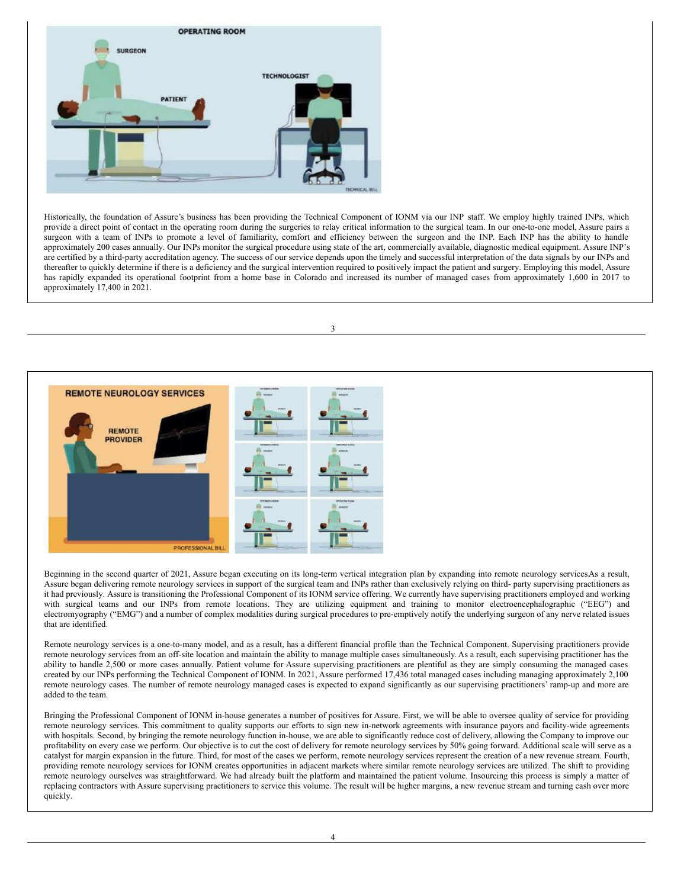Historically, the foundation of Assure's business has been providing the Technical Component of IONM via our INP staff. We employ highly trained INPs, which provide a direct point of contact in the operating room during the surgeries to relay critical information to the surgical team. In our one-to-one model, Assure pairs a surgeon with a team of INPs to promote a level of familiarity, comfort and efficiency between the surgeon and the INP. Each INP has the ability to handle approximately 200 cases annually. Our INPs monitor the surgical procedure using state of the art, commercially available, diagnostic medical equipment. Assure INP's are certified by a third-party accreditation agency. The success of our service depends upon the timely and successful interpretation of the data signals by our INPs and thereafter to quickly determine if there is a deficiency and the surgical intervention required to positively impact the patient and surgery. Employing this model, Assure has rapidly expanded its operational footprint from a home base in Colorado and increased its number of managed cases from approximately 1,600 in 2017 to approximately 17,400 in 2021.

Beginning in the second quarter of 2021, Assure began executing on its long-term vertical integration plan by expanding into remote neurology servicesAs a result, Assure began delivering remote neurology services in support of the surgical team and INPs rather than exclusively relying on third- party supervising practitioners as it had previously. Assure is transitioning the Professional Component of its IONM service offering. We currently have supervising practitioners employed and working with surgical teams and our INPs from remote locations. They are utilizing equipment and training to monitor electroencephalographic ("EEG") and electromyography ("EMG") and a number of complex modalities during surgical procedures to pre-emptively notify the underlying surgeon of any nerve related issues that are identified.

Remote neurology services is a one-to-many model, and as a result, has a different financial profile than the Technical Component. Supervising practitioners provide remote neurology services from an off-site location and maintain the ability to manage multiple cases simultaneously. As a result, each supervising practitioner has the ability to handle 2,500 or more cases annually. Patient volume for Assure supervising practitioners are plentiful as they are simply consuming the managed cases created by our INPs performing the Technical Component of IONM. In 2021, Assure performed 17,436 total managed cases including managing approximately 2,100 remote neurology cases. The number of remote neurology managed cases is expected to expand significantly as our supervising practitioners' ramp-up and more are added to the team.

Bringing the Professional Component of IONM in-house generates a number of positives for Assure. First, we will be able to oversee quality of service for providing remote neurology services. This commitment to quality supports our efforts to sign new in-network agreements with insurance payors and facility-wide agreements with hospitals. Second, by bringing the remote neurology function in-house, we are able to significantly reduce cost of delivery, allowing the Company to improve our profitability on every case we perform. Our objective is to cut the cost of delivery for remote neurology services by 50% going forward. Additional scale will serve as a catalyst for margin expansion in the future. Third, for most of the cases we perform, remote neurology services represent the creation of a new revenue stream. Fourth, providing remote neurology services for IONM creates opportunities in adjacent markets where similar remote neurology services are utilized. The shift to providing remote neurology ourselves was straightforward. We had already built the platform and maintained the patient volume. Insourcing this process is simply a matter of replacing contractors with Assure supervising practitioners to service this volume. The result will be higher margins, a new revenue stream and turning cash over more quickly.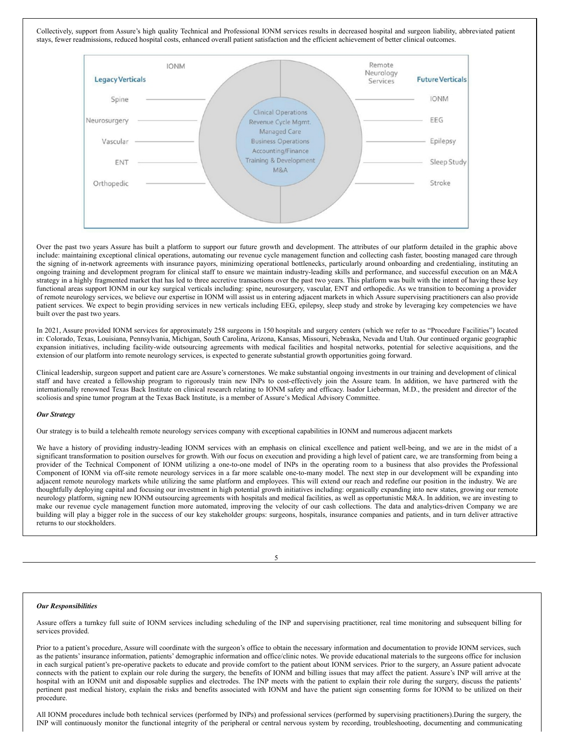Collectively, support from Assure's high quality Technical and Professional IONM services results in decreased hospital and surgeon liability, abbreviated patient stays, fewer readmissions, reduced hospital costs, enhanced overall patient satisfaction and the efficient achievement of better clinical outcomes.

IONM — Legacy Verticals: Spine, Neurosurgery, Vascular, ENT, Orthopedic

Clinical Operations, Revenue Cycle Mgmt., Managed Care, Business Operations, Accounting/Finance, Training & Development, M&A

Remote Neurology Services — Future Verticals: IONM, EEG, Epilepsy, Sleep Study, Stroke

Over the past two years Assure has built a platform to support our future growth and development. The attributes of our platform detailed in the graphic above include: maintaining exceptional clinical operations, automating our revenue cycle management function and collecting cash faster, boosting managed care through the signing of in-network agreements with insurance payors, minimizing operational bottlenecks, particularly around onboarding and credentialing, instituting an ongoing training and development program for clinical staff to ensure we maintain industry-leading skills and performance, and successful execution on an M&A strategy in a highly fragmented market that has led to three accretive transactions over the past two years. This platform was built with the intent of having these key functional areas support IONM in our key surgical verticals including: spine, neurosurgery, vascular, ENT and orthopedic. As we transition to becoming a provider of remote neurology services, we believe our expertise in IONM will assist us in entering adjacent markets in which Assure supervising practitioners can also provide patient services. We expect to begin providing services in new verticals including EEG, epilepsy, sleep study and stroke by leveraging key competencies we have built over the past two years.

In 2021, Assure provided IONM services for approximately 258 surgeons in 150 hospitals and surgery centers (which we refer to as "Procedure Facilities") located in: Colorado, Texas, Louisiana, Pennsylvania, Michigan, South Carolina, Arizona, Kansas, Missouri, Nebraska, Nevada and Utah. Our continued organic geographic expansion initiatives, including facility-wide outsourcing agreements with medical facilities and hospital networks, potential for selective acquisitions, and the extension of our platform into remote neurology services, is expected to generate substantial growth opportunities going forward.

Clinical leadership, surgeon support and patient care are Assure's cornerstones. We make substantial ongoing investments in our training and development of clinical staff and have created a fellowship program to rigorously train new INPs to cost-effectively join the Assure team. In addition, we have partnered with the internationally renowned Texas Back Institute on clinical research relating to IONM safety and efficacy. Isador Lieberman, M.D., the president and director of the scoliosis and spine tumor program at the Texas Back Institute, is a member of Assure's Medical Advisory Committee.

***Our Strategy***

Our strategy is to build a telehealth remote neurology services company with exceptional capabilities in IONM and numerous adjacent markets

We have a history of providing industry-leading IONM services with an emphasis on clinical excellence and patient well-being, and we are in the midst of a significant transformation to position ourselves for growth. With our focus on execution and providing a high level of patient care, we are transforming from being a provider of the Technical Component of IONM utilizing a one-to-one model of INPs in the operating room to a business that also provides the Professional Component of IONM via off-site remote neurology services in a far more scalable one-to-many model. The next step in our development will be expanding into adjacent remote neurology markets while utilizing the same platform and employees. This will extend our reach and redefine our position in the industry. We are thoughtfully deploying capital and focusing our investment in high potential growth initiatives including: organically expanding into new states, growing our remote neurology platform, signing new IONM outsourcing agreements with hospitals and medical facilities, as well as opportunistic M&A. In addition, we are investing to make our revenue cycle management function more automated, improving the velocity of our cash collections. The data and analytics-driven Company we are building will play a bigger role in the success of our key stakeholder groups: surgeons, hospitals, insurance companies and patients, and in turn deliver attractive returns to our stockholders.

***Our Responsibilities***

Assure offers a turnkey full suite of IONM services including scheduling of the INP and supervising practitioner, real time monitoring and subsequent billing for services provided.

Prior to a patient's procedure, Assure will coordinate with the surgeon's office to obtain the necessary information and documentation to provide IONM services, such as the patients' insurance information, patients' demographic information and office/clinic notes. We provide educational materials to the surgeons office for inclusion in each surgical patient's pre-operative packets to educate and provide comfort to the patient about IONM services. Prior to the surgery, an Assure patient advocate connects with the patient to explain our role during the surgery, the benefits of IONM and billing issues that may affect the patient. Assure's INP will arrive at the hospital with an IONM unit and disposable supplies and electrodes. The INP meets with the patient to explain their role during the surgery, discuss the patients' pertinent past medical history, explain the risks and benefits associated with IONM and have the patient sign consenting forms for IONM to be utilized on their procedure.

All IONM procedures include both technical services (performed by INPs) and professional services (performed by supervising practitioners).During the surgery, the INP will continuously monitor the functional integrity of the peripheral or central nervous system by recording, troubleshooting, documenting and communicating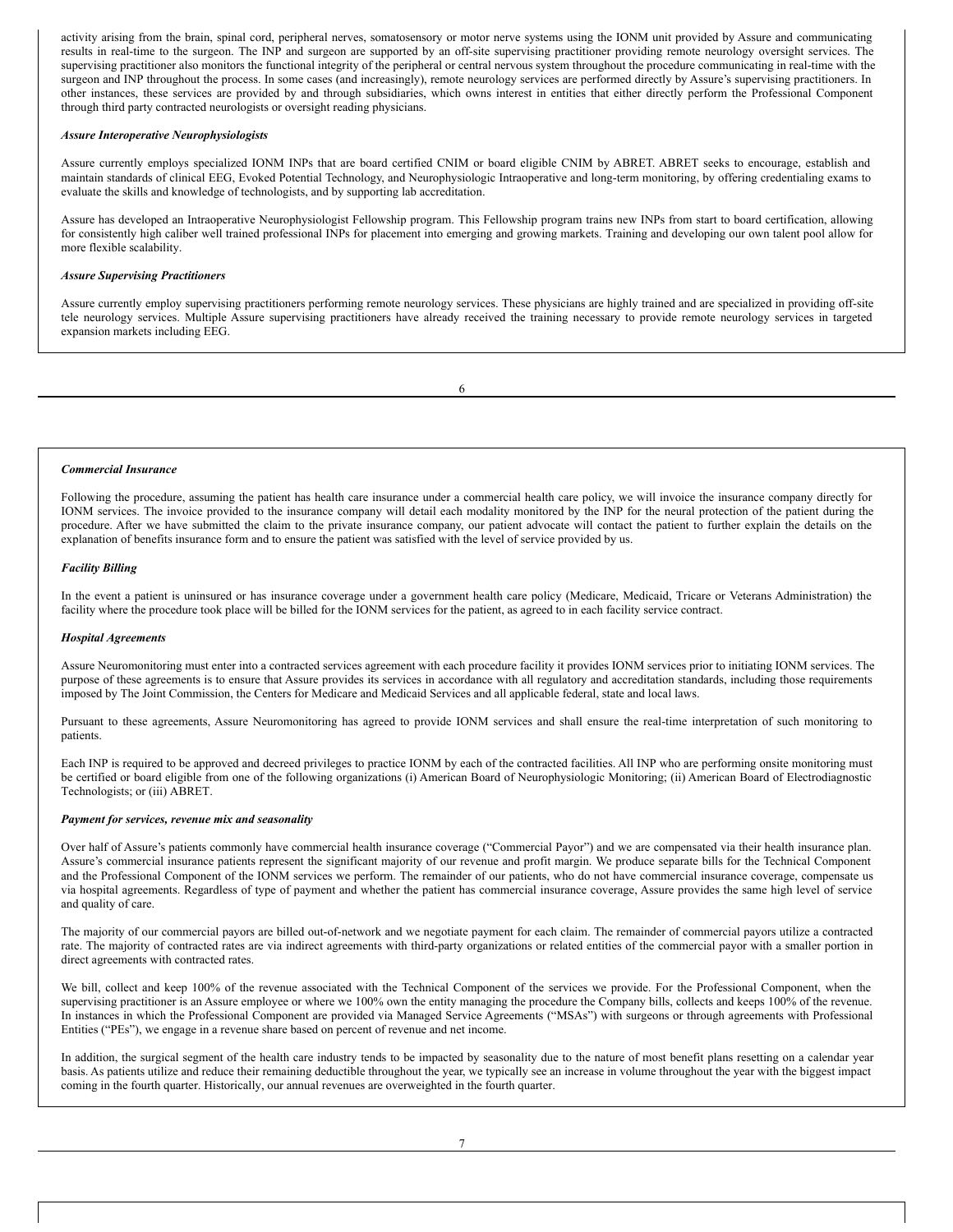activity arising from the brain, spinal cord, peripheral nerves, somatosensory or motor nerve systems using the IONM unit provided by Assure and communicating results in real-time to the surgeon. The INP and surgeon are supported by an off-site supervising practitioner providing remote neurology oversight services. The supervising practitioner also monitors the functional integrity of the peripheral or central nervous system throughout the procedure communicating in real-time with the surgeon and INP throughout the process. In some cases (and increasingly), remote neurology services are performed directly by Assure's supervising practitioners. In other instances, these services are provided by and through subsidiaries, which owns interest in entities that either directly perform the Professional Component through third party contracted neurologists or oversight reading physicians.

***Assure Interoperative Neurophysiologists***

Assure currently employs specialized IONM INPs that are board certified CNIM or board eligible CNIM by ABRET. ABRET seeks to encourage, establish and maintain standards of clinical EEG, Evoked Potential Technology, and Neurophysiologic Intraoperative and long-term monitoring, by offering credentialing exams to evaluate the skills and knowledge of technologists, and by supporting lab accreditation.

Assure has developed an Intraoperative Neurophysiologist Fellowship program. This Fellowship program trains new INPs from start to board certification, allowing for consistently high caliber well trained professional INPs for placement into emerging and growing markets. Training and developing our own talent pool allow for more flexible scalability.

***Assure Supervising Practitioners***

Assure currently employ supervising practitioners performing remote neurology services. These physicians are highly trained and are specialized in providing off-site tele neurology services. Multiple Assure supervising practitioners have already received the training necessary to provide remote neurology services in targeted expansion markets including EEG.

***Commercial Insurance***

Following the procedure, assuming the patient has health care insurance under a commercial health care policy, we will invoice the insurance company directly for IONM services. The invoice provided to the insurance company will detail each modality monitored by the INP for the neural protection of the patient during the procedure. After we have submitted the claim to the private insurance company, our patient advocate will contact the patient to further explain the details on the explanation of benefits insurance form and to ensure the patient was satisfied with the level of service provided by us.

***Facility Billing***

In the event a patient is uninsured or has insurance coverage under a government health care policy (Medicare, Medicaid, Tricare or Veterans Administration) the facility where the procedure took place will be billed for the IONM services for the patient, as agreed to in each facility service contract.

***Hospital Agreements***

Assure Neuromonitoring must enter into a contracted services agreement with each procedure facility it provides IONM services prior to initiating IONM services. The purpose of these agreements is to ensure that Assure provides its services in accordance with all regulatory and accreditation standards, including those requirements imposed by The Joint Commission, the Centers for Medicare and Medicaid Services and all applicable federal, state and local laws.

Pursuant to these agreements, Assure Neuromonitoring has agreed to provide IONM services and shall ensure the real-time interpretation of such monitoring to patients.

Each INP is required to be approved and decreed privileges to practice IONM by each of the contracted facilities. All INP who are performing onsite monitoring must be certified or board eligible from one of the following organizations (i) American Board of Neurophysiologic Monitoring; (ii) American Board of Electrodiagnostic Technologists; or (iii) ABRET.

***Payment for services, revenue mix and seasonality***

Over half of Assure's patients commonly have commercial health insurance coverage ("Commercial Payor") and we are compensated via their health insurance plan. Assure's commercial insurance patients represent the significant majority of our revenue and profit margin. We produce separate bills for the Technical Component and the Professional Component of the IONM services we perform. The remainder of our patients, who do not have commercial insurance coverage, compensate us via hospital agreements. Regardless of type of payment and whether the patient has commercial insurance coverage, Assure provides the same high level of service and quality of care.

The majority of our commercial payors are billed out-of-network and we negotiate payment for each claim. The remainder of commercial payors utilize a contracted rate. The majority of contracted rates are via indirect agreements with third-party organizations or related entities of the commercial payor with a smaller portion in direct agreements with contracted rates.

We bill, collect and keep 100% of the revenue associated with the Technical Component of the services we provide. For the Professional Component, when the supervising practitioner is an Assure employee or where we 100% own the entity managing the procedure the Company bills, collects and keeps 100% of the revenue. In instances in which the Professional Component are provided via Managed Service Agreements ("MSAs") with surgeons or through agreements with Professional Entities ("PEs"), we engage in a revenue share based on percent of revenue and net income.

In addition, the surgical segment of the health care industry tends to be impacted by seasonality due to the nature of most benefit plans resetting on a calendar year basis. As patients utilize and reduce their remaining deductible throughout the year, we typically see an increase in volume throughout the year with the biggest impact coming in the fourth quarter. Historically, our annual revenues are overweighted in the fourth quarter.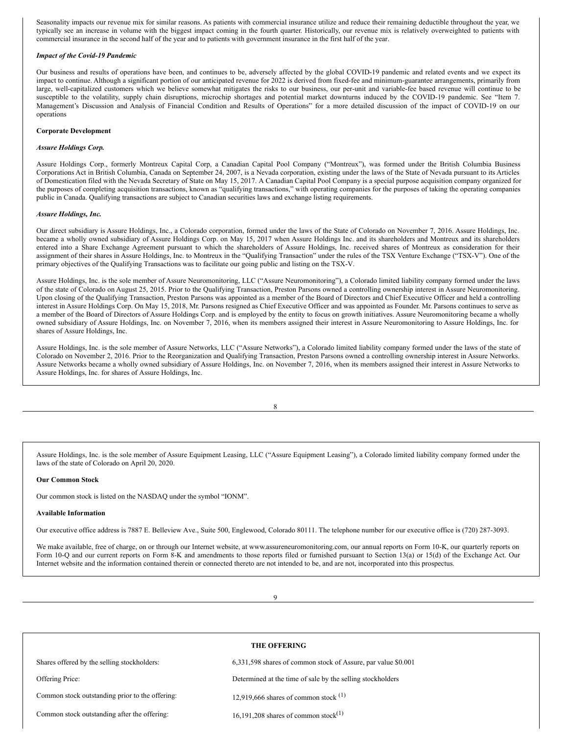Seasonality impacts our revenue mix for similar reasons. As patients with commercial insurance utilize and reduce their remaining deductible throughout the year, we typically see an increase in volume with the biggest impact coming in the fourth quarter. Historically, our revenue mix is relatively overweighted to patients with commercial insurance in the second half of the year and to patients with government insurance in the first half of the year.

***Impact of the Covid-19 Pandemic***

Our business and results of operations have been, and continues to be, adversely affected by the global COVID-19 pandemic and related events and we expect its impact to continue. Although a significant portion of our anticipated revenue for 2022 is derived from fixed-fee and minimum-guarantee arrangements, primarily from large, well-capitalized customers which we believe somewhat mitigates the risks to our business, our per-unit and variable-fee based revenue will continue to be susceptible to the volatility, supply chain disruptions, microchip shortages and potential market downturns induced by the COVID-19 pandemic. See "Item 7. Management's Discussion and Analysis of Financial Condition and Results of Operations" for a more detailed discussion of the impact of COVID-19 on our operations

**Corporate Development**

***Assure Holdings Corp.***

Assure Holdings Corp., formerly Montreux Capital Corp, a Canadian Capital Pool Company ("Montreux"), was formed under the British Columbia Business Corporations Act in British Columbia, Canada on September 24, 2007, is a Nevada corporation, existing under the laws of the State of Nevada pursuant to its Articles of Domestication filed with the Nevada Secretary of State on May 15, 2017. A Canadian Capital Pool Company is a special purpose acquisition company organized for the purposes of completing acquisition transactions, known as "qualifying transactions," with operating companies for the purposes of taking the operating companies public in Canada. Qualifying transactions are subject to Canadian securities laws and exchange listing requirements.

***Assure Holdings, Inc.***

Our direct subsidiary is Assure Holdings, Inc., a Colorado corporation, formed under the laws of the State of Colorado on November 7, 2016. Assure Holdings, Inc. became a wholly owned subsidiary of Assure Holdings Corp. on May 15, 2017 when Assure Holdings Inc. and its shareholders and Montreux and its shareholders entered into a Share Exchange Agreement pursuant to which the shareholders of Assure Holdings, Inc. received shares of Montreux as consideration for their assignment of their shares in Assure Holdings, Inc. to Montreux in the "Qualifying Transaction" under the rules of the TSX Venture Exchange ("TSX-V"). One of the primary objectives of the Qualifying Transactions was to facilitate our going public and listing on the TSX-V.

Assure Holdings, Inc. is the sole member of Assure Neuromonitoring, LLC ("Assure Neuromonitoring"), a Colorado limited liability company formed under the laws of the state of Colorado on August 25, 2015. Prior to the Qualifying Transaction, Preston Parsons owned a controlling ownership interest in Assure Neuromonitoring. Upon closing of the Qualifying Transaction, Preston Parsons was appointed as a member of the Board of Directors and Chief Executive Officer and held a controlling interest in Assure Holdings Corp. On May 15, 2018, Mr. Parsons resigned as Chief Executive Officer and was appointed as Founder. Mr. Parsons continues to serve as a member of the Board of Directors of Assure Holdings Corp. and is employed by the entity to focus on growth initiatives. Assure Neuromonitoring became a wholly owned subsidiary of Assure Holdings, Inc. on November 7, 2016, when its members assigned their interest in Assure Neuromonitoring to Assure Holdings, Inc. for shares of Assure Holdings, Inc.

Assure Holdings, Inc. is the sole member of Assure Networks, LLC ("Assure Networks"), a Colorado limited liability company formed under the laws of the state of Colorado on November 2, 2016. Prior to the Reorganization and Qualifying Transaction, Preston Parsons owned a controlling ownership interest in Assure Networks. Assure Networks became a wholly owned subsidiary of Assure Holdings, Inc. on November 7, 2016, when its members assigned their interest in Assure Networks to Assure Holdings, Inc. for shares of Assure Holdings, Inc.

Assure Holdings, Inc. is the sole member of Assure Equipment Leasing, LLC ("Assure Equipment Leasing"), a Colorado limited liability company formed under the laws of the state of Colorado on April 20, 2020.

**Our Common Stock**

Our common stock is listed on the NASDAQ under the symbol "IONM".

**Available Information**

Our executive office address is 7887 E. Belleview Ave., Suite 500, Englewood, Colorado 80111. The telephone number for our executive office is (720) 287-3093.

We make available, free of charge, on or through our Internet website, at www.assureneuromonitoring.com, our annual reports on Form 10-K, our quarterly reports on Form 10-Q and our current reports on Form 8-K and amendments to those reports filed or furnished pursuant to Section 13(a) or 15(d) of the Exchange Act. Our Internet website and the information contained therein or connected thereto are not intended to be, and are not, incorporated into this prospectus.

## THE OFFERING

| | |
|---|---|
| Shares offered by the selling stockholders: | 6,331,598 shares of common stock of Assure, par value $0.001 |
| Offering Price: | Determined at the time of sale by the selling stockholders |
| Common stock outstanding prior to the offering: | 12,919,666 shares of common stock (1) |
| Common stock outstanding after the offering: | 16,191,208 shares of common stock(1) |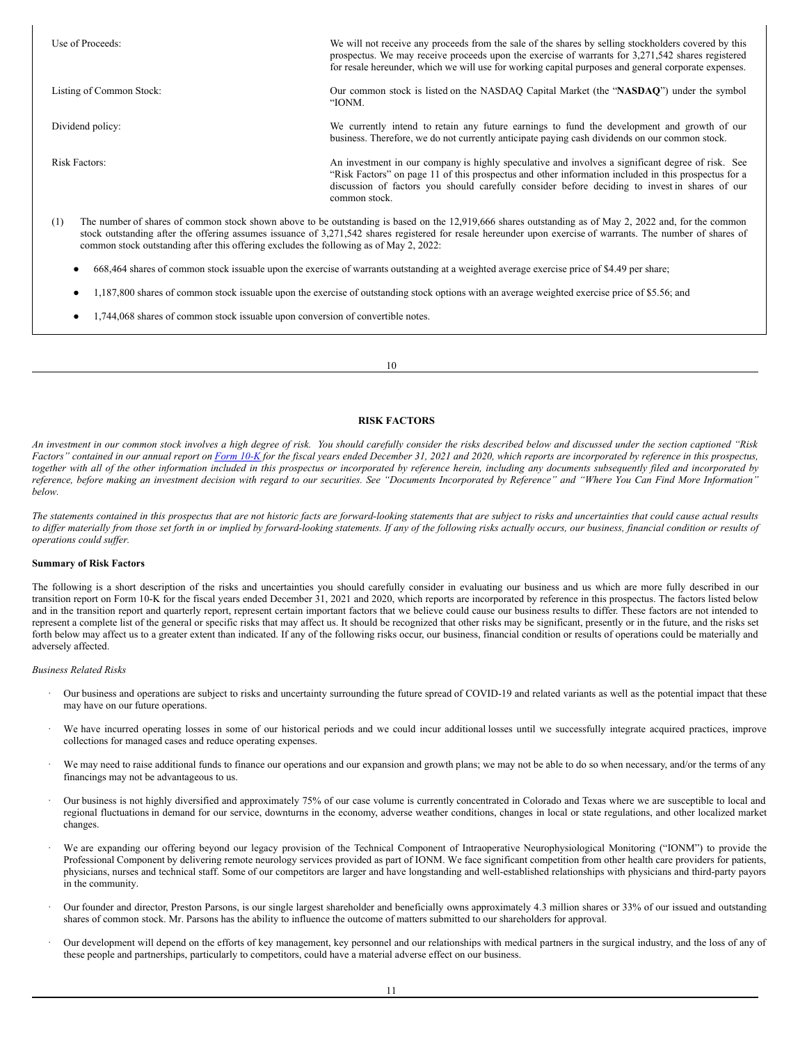| | |
|---|---|
| Use of Proceeds: | We will not receive any proceeds from the sale of the shares by selling stockholders covered by this prospectus. We may receive proceeds upon the exercise of warrants for 3,271,542 shares registered for resale hereunder, which we will use for working capital purposes and general corporate expenses. |
| Listing of Common Stock: | Our common stock is listed on the NASDAQ Capital Market (the "**NASDAQ**") under the symbol "IONM. |
| Dividend policy: | We currently intend to retain any future earnings to fund the development and growth of our business. Therefore, we do not currently anticipate paying cash dividends on our common stock. |
| Risk Factors: | An investment in our company is highly speculative and involves a significant degree of risk. See "Risk Factors" on page 11 of this prospectus and other information included in this prospectus for a discussion of factors you should carefully consider before deciding to invest in shares of our common stock. |

(1) The number of shares of common stock shown above to be outstanding is based on the 12,919,666 shares outstanding as of May 2, 2022 and, for the common stock outstanding after the offering assumes issuance of 3,271,542 shares registered for resale hereunder upon exercise of warrants. The number of shares of common stock outstanding after this offering excludes the following as of May 2, 2022:

- 668,464 shares of common stock issuable upon the exercise of warrants outstanding at a weighted average exercise price of $4.49 per share;
- 1,187,800 shares of common stock issuable upon the exercise of outstanding stock options with an average weighted exercise price of $5.56; and
- 1,744,068 shares of common stock issuable upon conversion of convertible notes.

## RISK FACTORS

*An investment in our common stock involves a high degree of risk. You should carefully consider the risks described below and discussed under the section captioned "Risk Factors" contained in our annual report on Form 10-K for the fiscal years ended December 31, 2021 and 2020, which reports are incorporated by reference in this prospectus, together with all of the other information included in this prospectus or incorporated by reference herein, including any documents subsequently filed and incorporated by reference, before making an investment decision with regard to our securities. See "Documents Incorporated by Reference" and "Where You Can Find More Information" below.*

*The statements contained in this prospectus that are not historic facts are forward-looking statements that are subject to risks and uncertainties that could cause actual results to differ materially from those set forth in or implied by forward-looking statements. If any of the following risks actually occurs, our business, financial condition or results of operations could suffer.*

**Summary of Risk Factors**

The following is a short description of the risks and uncertainties you should carefully consider in evaluating our business and us which are more fully described in our transition report on Form 10-K for the fiscal years ended December 31, 2021 and 2020, which reports are incorporated by reference in this prospectus. The factors listed below and in the transition report and quarterly report, represent certain important factors that we believe could cause our business results to differ. These factors are not intended to represent a complete list of the general or specific risks that may affect us. It should be recognized that other risks may be significant, presently or in the future, and the risks set forth below may affect us to a greater extent than indicated. If any of the following risks occur, our business, financial condition or results of operations could be materially and adversely affected.

*Business Related Risks*

- Our business and operations are subject to risks and uncertainty surrounding the future spread of COVID-19 and related variants as well as the potential impact that these may have on our future operations.
- We have incurred operating losses in some of our historical periods and we could incur additional losses until we successfully integrate acquired practices, improve collections for managed cases and reduce operating expenses.
- We may need to raise additional funds to finance our operations and our expansion and growth plans; we may not be able to do so when necessary, and/or the terms of any financings may not be advantageous to us.
- Our business is not highly diversified and approximately 75% of our case volume is currently concentrated in Colorado and Texas where we are susceptible to local and regional fluctuations in demand for our service, downturns in the economy, adverse weather conditions, changes in local or state regulations, and other localized market changes.
- We are expanding our offering beyond our legacy provision of the Technical Component of Intraoperative Neurophysiological Monitoring ("IONM") to provide the Professional Component by delivering remote neurology services provided as part of IONM. We face significant competition from other health care providers for patients, physicians, nurses and technical staff. Some of our competitors are larger and have longstanding and well-established relationships with physicians and third-party payors in the community.
- Our founder and director, Preston Parsons, is our single largest shareholder and beneficially owns approximately 4.3 million shares or 33% of our issued and outstanding shares of common stock. Mr. Parsons has the ability to influence the outcome of matters submitted to our shareholders for approval.
- Our development will depend on the efforts of key management, key personnel and our relationships with medical partners in the surgical industry, and the loss of any of these people and partnerships, particularly to competitors, could have a material adverse effect on our business.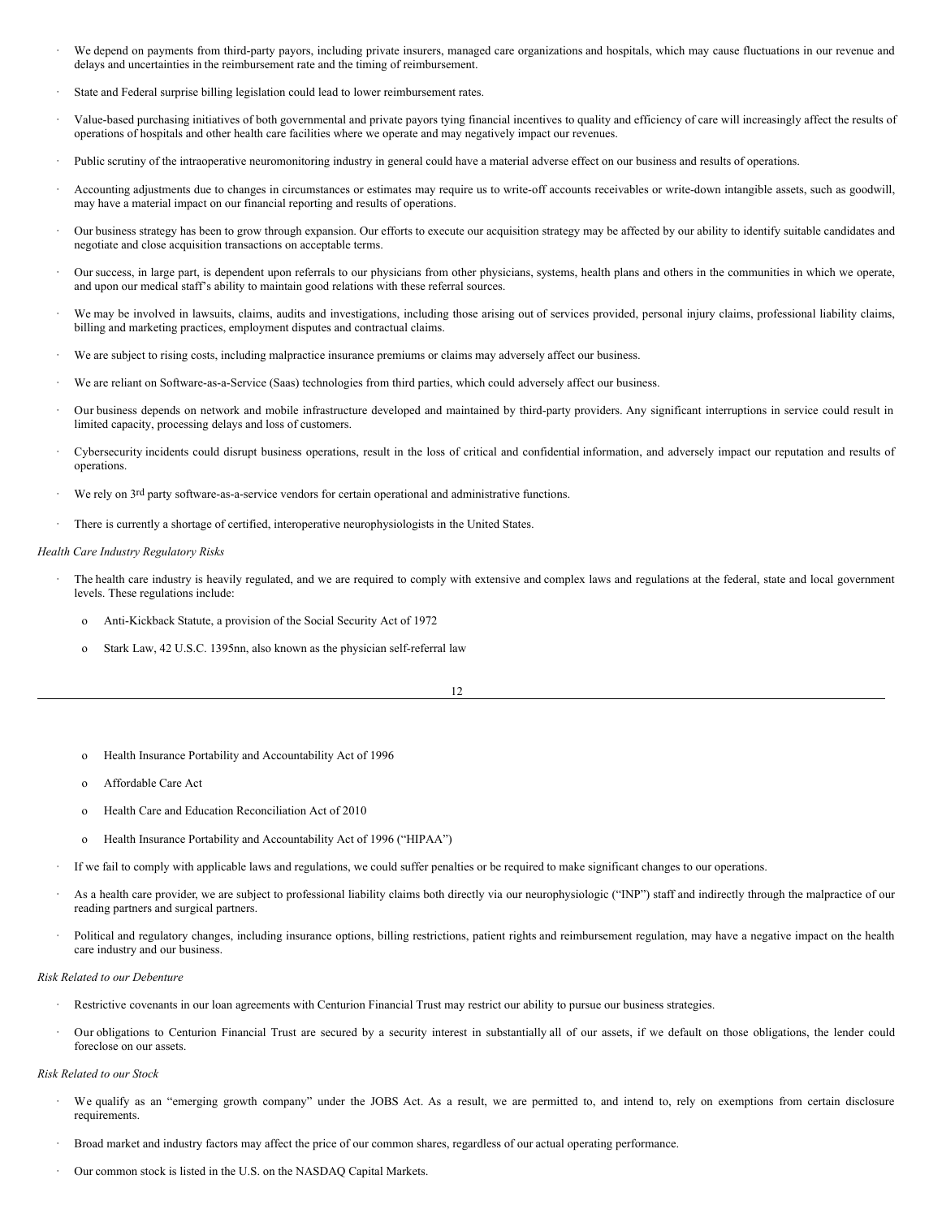- We depend on payments from third-party payors, including private insurers, managed care organizations and hospitals, which may cause fluctuations in our revenue and delays and uncertainties in the reimbursement rate and the timing of reimbursement.
- State and Federal surprise billing legislation could lead to lower reimbursement rates.
- Value-based purchasing initiatives of both governmental and private payors tying financial incentives to quality and efficiency of care will increasingly affect the results of operations of hospitals and other health care facilities where we operate and may negatively impact our revenues.
- Public scrutiny of the intraoperative neuromonitoring industry in general could have a material adverse effect on our business and results of operations.
- Accounting adjustments due to changes in circumstances or estimates may require us to write-off accounts receivables or write-down intangible assets, such as goodwill, may have a material impact on our financial reporting and results of operations.
- Our business strategy has been to grow through expansion. Our efforts to execute our acquisition strategy may be affected by our ability to identify suitable candidates and negotiate and close acquisition transactions on acceptable terms.
- Our success, in large part, is dependent upon referrals to our physicians from other physicians, systems, health plans and others in the communities in which we operate, and upon our medical staff's ability to maintain good relations with these referral sources.
- We may be involved in lawsuits, claims, audits and investigations, including those arising out of services provided, personal injury claims, professional liability claims, billing and marketing practices, employment disputes and contractual claims.
- We are subject to rising costs, including malpractice insurance premiums or claims may adversely affect our business.
- We are reliant on Software-as-a-Service (Saas) technologies from third parties, which could adversely affect our business.
- Our business depends on network and mobile infrastructure developed and maintained by third-party providers. Any significant interruptions in service could result in limited capacity, processing delays and loss of customers.
- Cybersecurity incidents could disrupt business operations, result in the loss of critical and confidential information, and adversely impact our reputation and results of operations.
- We rely on 3rd party software-as-a-service vendors for certain operational and administrative functions.
- There is currently a shortage of certified, interoperative neurophysiologists in the United States.

*Health Care Industry Regulatory Risks*

- The health care industry is heavily regulated, and we are required to comply with extensive and complex laws and regulations at the federal, state and local government levels. These regulations include:
  - Anti-Kickback Statute, a provision of the Social Security Act of 1972
  - Stark Law, 42 U.S.C. 1395nn, also known as the physician self-referral law
  - Health Insurance Portability and Accountability Act of 1996
  - Affordable Care Act
  - Health Care and Education Reconciliation Act of 2010
  - Health Insurance Portability and Accountability Act of 1996 ("HIPAA")
- If we fail to comply with applicable laws and regulations, we could suffer penalties or be required to make significant changes to our operations.
- As a health care provider, we are subject to professional liability claims both directly via our neurophysiologic ("INP") staff and indirectly through the malpractice of our reading partners and surgical partners.
- Political and regulatory changes, including insurance options, billing restrictions, patient rights and reimbursement regulation, may have a negative impact on the health care industry and our business.

*Risk Related to our Debenture*

- Restrictive covenants in our loan agreements with Centurion Financial Trust may restrict our ability to pursue our business strategies.
- Our obligations to Centurion Financial Trust are secured by a security interest in substantially all of our assets, if we default on those obligations, the lender could foreclose on our assets.

*Risk Related to our Stock*

- We qualify as an "emerging growth company" under the JOBS Act. As a result, we are permitted to, and intend to, rely on exemptions from certain disclosure requirements.
- Broad market and industry factors may affect the price of our common shares, regardless of our actual operating performance.
- Our common stock is listed in the U.S. on the NASDAQ Capital Markets.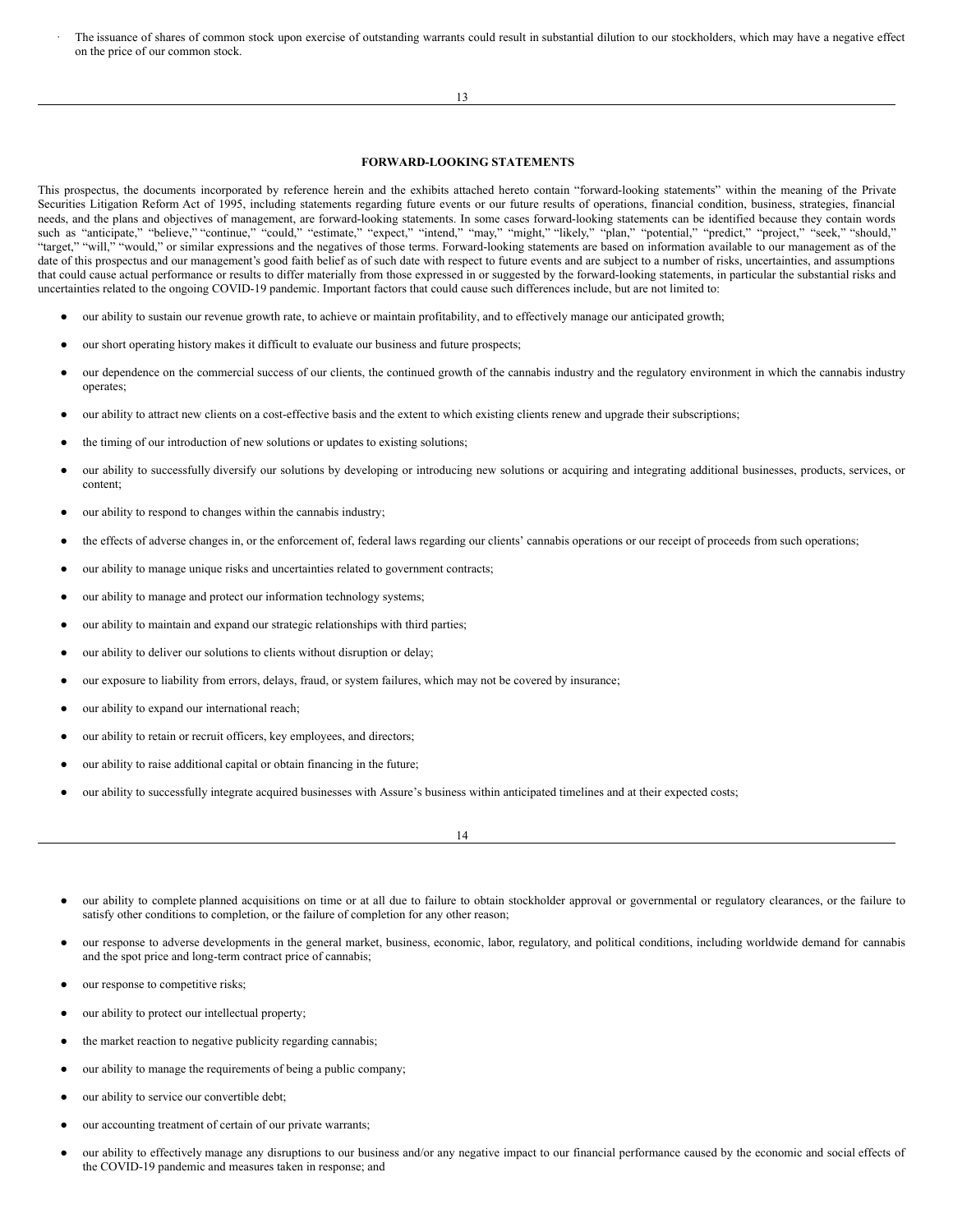- The issuance of shares of common stock upon exercise of outstanding warrants could result in substantial dilution to our stockholders, which may have a negative effect on the price of our common stock.

## FORWARD-LOOKING STATEMENTS

This prospectus, the documents incorporated by reference herein and the exhibits attached hereto contain "forward-looking statements" within the meaning of the Private Securities Litigation Reform Act of 1995, including statements regarding future events or our future results of operations, financial condition, business, strategies, financial needs, and the plans and objectives of management, are forward-looking statements. In some cases forward-looking statements can be identified because they contain words such as "anticipate," "believe," "continue," "could," "estimate," "expect," "intend," "may," "might," "likely," "plan," "potential," "predict," "project," "seek," "should," "target," "will," "would," or similar expressions and the negatives of those terms. Forward-looking statements are based on information available to our management as of the date of this prospectus and our management's good faith belief as of such date with respect to future events and are subject to a number of risks, uncertainties, and assumptions that could cause actual performance or results to differ materially from those expressed in or suggested by the forward-looking statements, in particular the substantial risks and uncertainties related to the ongoing COVID-19 pandemic. Important factors that could cause such differences include, but are not limited to:

- our ability to sustain our revenue growth rate, to achieve or maintain profitability, and to effectively manage our anticipated growth;
- our short operating history makes it difficult to evaluate our business and future prospects;
- our dependence on the commercial success of our clients, the continued growth of the cannabis industry and the regulatory environment in which the cannabis industry operates;
- our ability to attract new clients on a cost-effective basis and the extent to which existing clients renew and upgrade their subscriptions;
- the timing of our introduction of new solutions or updates to existing solutions;
- our ability to successfully diversify our solutions by developing or introducing new solutions or acquiring and integrating additional businesses, products, services, or content;
- our ability to respond to changes within the cannabis industry;
- the effects of adverse changes in, or the enforcement of, federal laws regarding our clients' cannabis operations or our receipt of proceeds from such operations;
- our ability to manage unique risks and uncertainties related to government contracts;
- our ability to manage and protect our information technology systems;
- our ability to maintain and expand our strategic relationships with third parties;
- our ability to deliver our solutions to clients without disruption or delay;
- our exposure to liability from errors, delays, fraud, or system failures, which may not be covered by insurance;
- our ability to expand our international reach;
- our ability to retain or recruit officers, key employees, and directors;
- our ability to raise additional capital or obtain financing in the future;
- our ability to successfully integrate acquired businesses with Assure's business within anticipated timelines and at their expected costs;
- our ability to complete planned acquisitions on time or at all due to failure to obtain stockholder approval or governmental or regulatory clearances, or the failure to satisfy other conditions to completion, or the failure of completion for any other reason;
- our response to adverse developments in the general market, business, economic, labor, regulatory, and political conditions, including worldwide demand for cannabis and the spot price and long-term contract price of cannabis;
- our response to competitive risks;
- our ability to protect our intellectual property;
- the market reaction to negative publicity regarding cannabis;
- our ability to manage the requirements of being a public company;
- our ability to service our convertible debt;
- our accounting treatment of certain of our private warrants;
- our ability to effectively manage any disruptions to our business and/or any negative impact to our financial performance caused by the economic and social effects of the COVID-19 pandemic and measures taken in response; and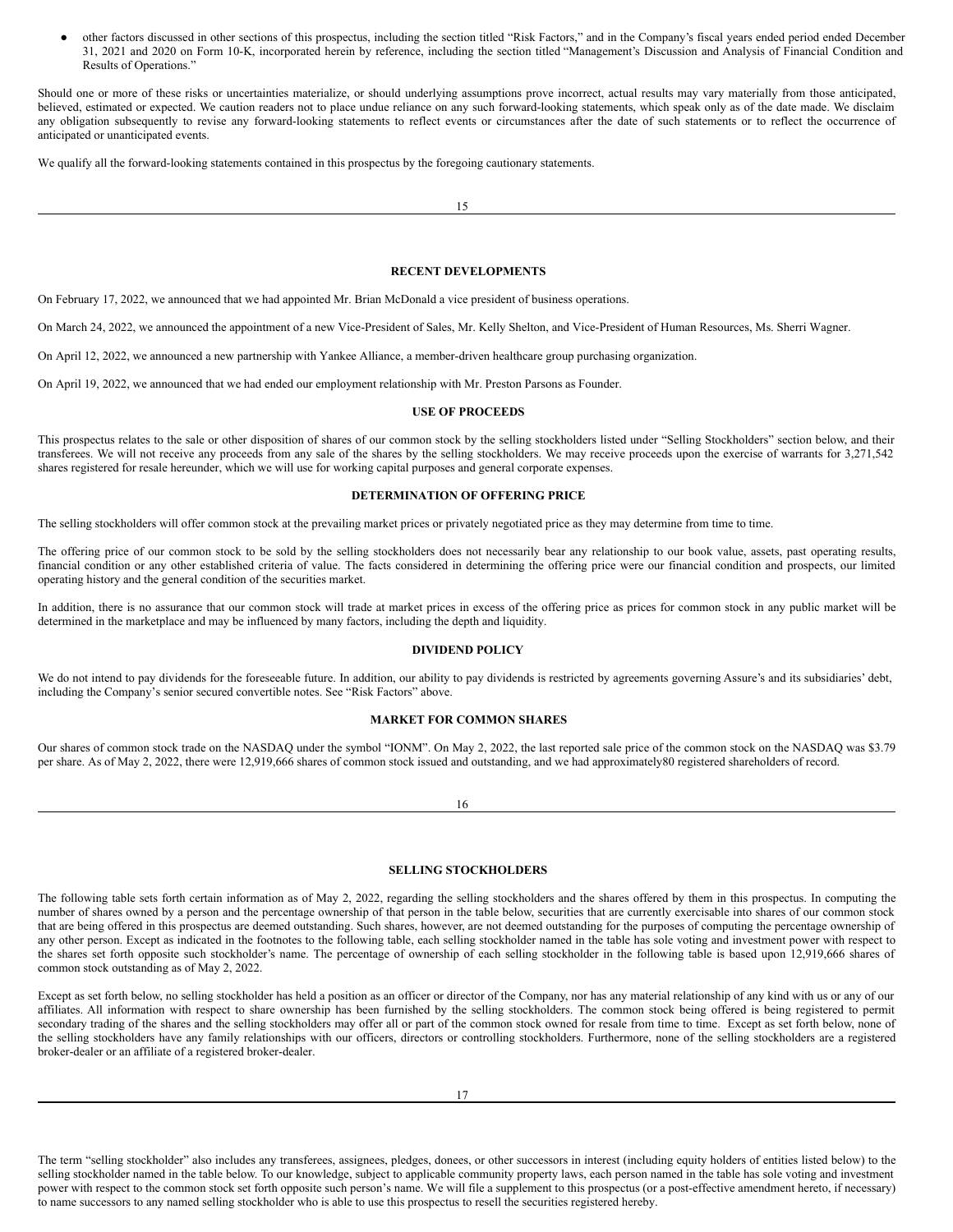- other factors discussed in other sections of this prospectus, including the section titled "Risk Factors," and in the Company's fiscal years ended period ended December 31, 2021 and 2020 on Form 10-K, incorporated herein by reference, including the section titled "Management's Discussion and Analysis of Financial Condition and Results of Operations."

Should one or more of these risks or uncertainties materialize, or should underlying assumptions prove incorrect, actual results may vary materially from those anticipated, believed, estimated or expected. We caution readers not to place undue reliance on any such forward-looking statements, which speak only as of the date made. We disclaim any obligation subsequently to revise any forward-looking statements to reflect events or circumstances after the date of such statements or to reflect the occurrence of anticipated or unanticipated events.

We qualify all the forward-looking statements contained in this prospectus by the foregoing cautionary statements.

## RECENT DEVELOPMENTS

On February 17, 2022, we announced that we had appointed Mr. Brian McDonald a vice president of business operations.

On March 24, 2022, we announced the appointment of a new Vice-President of Sales, Mr. Kelly Shelton, and Vice-President of Human Resources, Ms. Sherri Wagner.

On April 12, 2022, we announced a new partnership with Yankee Alliance, a member-driven healthcare group purchasing organization.

On April 19, 2022, we announced that we had ended our employment relationship with Mr. Preston Parsons as Founder.

## USE OF PROCEEDS

This prospectus relates to the sale or other disposition of shares of our common stock by the selling stockholders listed under "Selling Stockholders" section below, and their transferees. We will not receive any proceeds from any sale of the shares by the selling stockholders. We may receive proceeds upon the exercise of warrants for 3,271,542 shares registered for resale hereunder, which we will use for working capital purposes and general corporate expenses.

## DETERMINATION OF OFFERING PRICE

The selling stockholders will offer common stock at the prevailing market prices or privately negotiated price as they may determine from time to time.

The offering price of our common stock to be sold by the selling stockholders does not necessarily bear any relationship to our book value, assets, past operating results, financial condition or any other established criteria of value. The facts considered in determining the offering price were our financial condition and prospects, our limited operating history and the general condition of the securities market.

In addition, there is no assurance that our common stock will trade at market prices in excess of the offering price as prices for common stock in any public market will be determined in the marketplace and may be influenced by many factors, including the depth and liquidity.

## DIVIDEND POLICY

We do not intend to pay dividends for the foreseeable future. In addition, our ability to pay dividends is restricted by agreements governing Assure's and its subsidiaries' debt, including the Company's senior secured convertible notes. See "Risk Factors" above.

## MARKET FOR COMMON SHARES

Our shares of common stock trade on the NASDAQ under the symbol "IONM". On May 2, 2022, the last reported sale price of the common stock on the NASDAQ was $3.79 per share. As of May 2, 2022, there were 12,919,666 shares of common stock issued and outstanding, and we had approximately80 registered shareholders of record.

## SELLING STOCKHOLDERS

The following table sets forth certain information as of May 2, 2022, regarding the selling stockholders and the shares offered by them in this prospectus. In computing the number of shares owned by a person and the percentage ownership of that person in the table below, securities that are currently exercisable into shares of our common stock that are being offered in this prospectus are deemed outstanding. Such shares, however, are not deemed outstanding for the purposes of computing the percentage ownership of any other person. Except as indicated in the footnotes to the following table, each selling stockholder named in the table has sole voting and investment power with respect to the shares set forth opposite such stockholder's name. The percentage of ownership of each selling stockholder in the following table is based upon 12,919,666 shares of common stock outstanding as of May 2, 2022.

Except as set forth below, no selling stockholder has held a position as an officer or director of the Company, nor has any material relationship of any kind with us or any of our affiliates. All information with respect to share ownership has been furnished by the selling stockholders. The common stock being offered is being registered to permit secondary trading of the shares and the selling stockholders may offer all or part of the common stock owned for resale from time to time. Except as set forth below, none of the selling stockholders have any family relationships with our officers, directors or controlling stockholders. Furthermore, none of the selling stockholders are a registered broker-dealer or an affiliate of a registered broker-dealer.

The term "selling stockholder" also includes any transferees, assignees, pledges, donees, or other successors in interest (including equity holders of entities listed below) to the selling stockholder named in the table below. To our knowledge, subject to applicable community property laws, each person named in the table has sole voting and investment power with respect to the common stock set forth opposite such person's name. We will file a supplement to this prospectus (or a post-effective amendment hereto, if necessary) to name successors to any named selling stockholder who is able to use this prospectus to resell the securities registered hereby.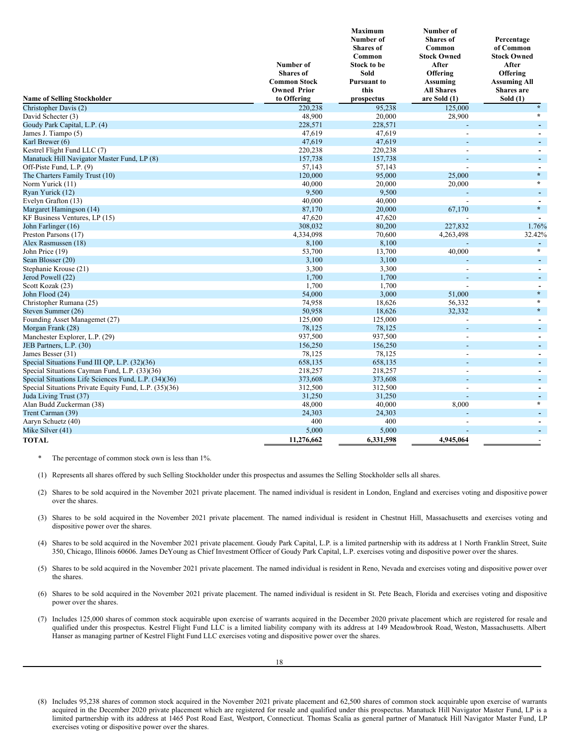| Name of Selling Stockholder | Number of Shares of Common Stock Owned Prior to Offering | Maximum Number of Shares of Common Stock to be Sold Pursuant to this prospectus | Number of Shares of Common Stock Owned After Offering Assuming All Shares are Sold (1) | Percentage of Common Stock Owned After Offering Assuming All Shares are Sold (1) |
|---|---|---|---|---|
| Christopher Davis (2) | 220,238 | 95,238 | 125,000 | * |
| David Schecter (3) | 48,900 | 20,000 | 28,900 | * |
| Goudy Park Capital, L.P. (4) | 228,571 | 228,571 | - | - |
| James J. Tiampo (5) | 47,619 | 47,619 | - | - |
| Karl Brewer (6) | 47,619 | 47,619 | - | - |
| Kestrel Flight Fund LLC (7) | 220,238 | 220,238 | - | - |
| Manatuck Hill Navigator Master Fund, LP (8) | 157,738 | 157,738 | - | - |
| Off-Piste Fund, L.P. (9) | 57,143 | 57,143 | - | - |
| The Charters Family Trust (10) | 120,000 | 95,000 | 25,000 | * |
| Norm Yurick (11) | 40,000 | 20,000 | 20,000 | * |
| Ryan Yurick (12) | 9,500 | 9,500 | - | - |
| Evelyn Grafton (13) | 40,000 | 40,000 | - | - |
| Margaret Hamingson (14) | 87,170 | 20,000 | 67,170 | * |
| KF Business Ventures, LP (15) | 47,620 | 47,620 | - | - |
| John Farlinger (16) | 308,032 | 80,200 | 227,832 | 1.76% |
| Preston Parsons (17) | 4,334,098 | 70,600 | 4,263,498 | 32.42% |
| Alex Rasmussen (18) | 8,100 | 8,100 | - | - |
| John Price (19) | 53,700 | 13,700 | 40,000 | * |
| Sean Blosser (20) | 3,100 | 3,100 | - | - |
| Stephanie Krouse (21) | 3,300 | 3,300 | - | - |
| Jerod Powell (22) | 1,700 | 1,700 | - | - |
| Scott Kozak (23) | 1,700 | 1,700 | - | - |
| John Flood (24) | 54,000 | 3,000 | 51,000 | * |
| Christopher Rumana (25) | 74,958 | 18,626 | 56,332 | * |
| Steven Summer (26) | 50,958 | 18,626 | 32,332 | * |
| Founding Asset Managemet (27) | 125,000 | 125,000 | - | - |
| Morgan Frank (28) | 78,125 | 78,125 | - | - |
| Manchester Explorer, L.P. (29) | 937,500 | 937,500 | - | - |
| JEB Partners, L.P. (30) | 156,250 | 156,250 | - | - |
| James Besser (31) | 78,125 | 78,125 | - | - |
| Special Situations Fund III QP, L.P. (32)(36) | 658,135 | 658,135 | - | - |
| Special Situations Cayman Fund, L.P. (33)(36) | 218,257 | 218,257 | - | - |
| Special Situations Life Sciences Fund, L.P. (34)(36) | 373,608 | 373,608 | - | - |
| Special Situations Private Equity Fund, L.P. (35)(36) | 312,500 | 312,500 | - | - |
| Juda Living Trust (37) | 31,250 | 31,250 | - | - |
| Alan Budd Zuckerman (38) | 48,000 | 40,000 | 8,000 | * |
| Trent Carman (39) | 24,303 | 24,303 | - | - |
| Aaryn Schuetz (40) | 400 | 400 | - | - |
| Mike Silver (41) | 5,000 | 5,000 | - | - |
| **TOTAL** | **11,276,662** | **6,331,598** | **4,945,064** | - |

\* The percentage of common stock own is less than 1%.

(1) Represents all shares offered by such Selling Stockholder under this prospectus and assumes the Selling Stockholder sells all shares.

(2) Shares to be sold acquired in the November 2021 private placement. The named individual is resident in London, England and exercises voting and dispositive power over the shares.

(3) Shares to be sold acquired in the November 2021 private placement. The named individual is resident in Chestnut Hill, Massachusetts and exercises voting and dispositive power over the shares.

(4) Shares to be sold acquired in the November 2021 private placement. Goudy Park Capital, L.P. is a limited partnership with its address at 1 North Franklin Street, Suite 350, Chicago, Illinois 60606. James DeYoung as Chief Investment Officer of Goudy Park Capital, L.P. exercises voting and dispositive power over the shares.

(5) Shares to be sold acquired in the November 2021 private placement. The named individual is resident in Reno, Nevada and exercises voting and dispositive power over the shares.

(6) Shares to be sold acquired in the November 2021 private placement. The named individual is resident in St. Pete Beach, Florida and exercises voting and dispositive power over the shares.

(7) Includes 125,000 shares of common stock acquirable upon exercise of warrants acquired in the December 2020 private placement which are registered for resale and qualified under this prospectus. Kestrel Flight Fund LLC is a limited liability company with its address at 149 Meadowbrook Road, Weston, Massachusetts. Albert Hanser as managing partner of Kestrel Flight Fund LLC exercises voting and dispositive power over the shares.

(8) Includes 95,238 shares of common stock acquired in the November 2021 private placement and 62,500 shares of common stock acquirable upon exercise of warrants acquired in the December 2020 private placement which are registered for resale and qualified under this prospectus. Manatuck Hill Navigator Master Fund, LP is a limited partnership with its address at 1465 Post Road East, Westport, Connecticut. Thomas Scalia as general partner of Manatuck Hill Navigator Master Fund, LP exercises voting or dispositive power over the shares.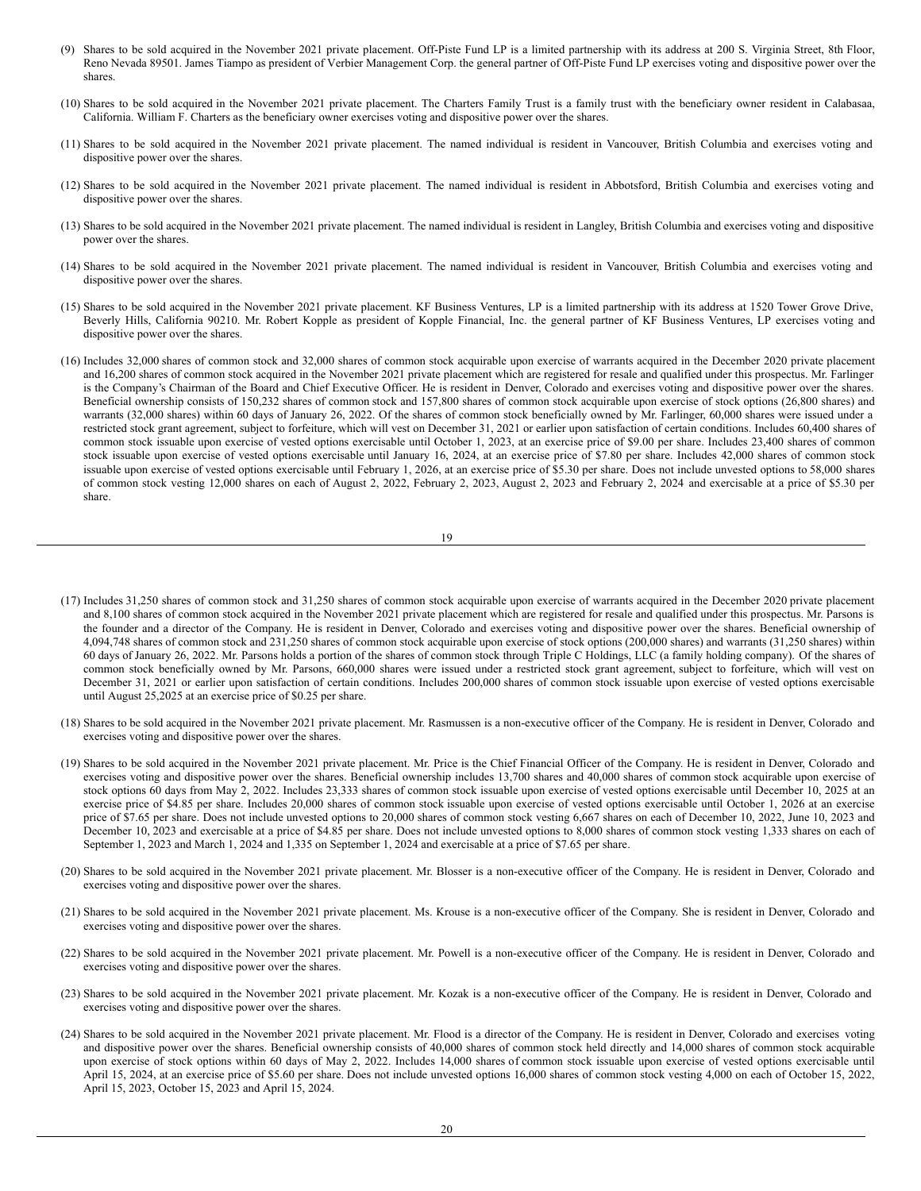(9) Shares to be sold acquired in the November 2021 private placement. Off-Piste Fund LP is a limited partnership with its address at 200 S. Virginia Street, 8th Floor, Reno Nevada 89501. James Tiampo as president of Verbier Management Corp. the general partner of Off-Piste Fund LP exercises voting and dispositive power over the shares.

(10) Shares to be sold acquired in the November 2021 private placement. The Charters Family Trust is a family trust with the beneficiary owner resident in Calabasaa, California. William F. Charters as the beneficiary owner exercises voting and dispositive power over the shares.

(11) Shares to be sold acquired in the November 2021 private placement. The named individual is resident in Vancouver, British Columbia and exercises voting and dispositive power over the shares.

(12) Shares to be sold acquired in the November 2021 private placement. The named individual is resident in Abbotsford, British Columbia and exercises voting and dispositive power over the shares.

(13) Shares to be sold acquired in the November 2021 private placement. The named individual is resident in Langley, British Columbia and exercises voting and dispositive power over the shares.

(14) Shares to be sold acquired in the November 2021 private placement. The named individual is resident in Vancouver, British Columbia and exercises voting and dispositive power over the shares.

(15) Shares to be sold acquired in the November 2021 private placement. KF Business Ventures, LP is a limited partnership with its address at 1520 Tower Grove Drive, Beverly Hills, California 90210. Mr. Robert Kopple as president of Kopple Financial, Inc. the general partner of KF Business Ventures, LP exercises voting and dispositive power over the shares.

(16) Includes 32,000 shares of common stock and 32,000 shares of common stock acquirable upon exercise of warrants acquired in the December 2020 private placement and 16,200 shares of common stock acquired in the November 2021 private placement which are registered for resale and qualified under this prospectus. Mr. Farlinger is the Company's Chairman of the Board and Chief Executive Officer. He is resident in Denver, Colorado and exercises voting and dispositive power over the shares. Beneficial ownership consists of 150,232 shares of common stock and 157,800 shares of common stock acquirable upon exercise of stock options (26,800 shares) and warrants (32,000 shares) within 60 days of January 26, 2022. Of the shares of common stock beneficially owned by Mr. Farlinger, 60,000 shares were issued under a restricted stock grant agreement, subject to forfeiture, which will vest on December 31, 2021 or earlier upon satisfaction of certain conditions. Includes 60,400 shares of common stock issuable upon exercise of vested options exercisable until October 1, 2023, at an exercise price of $9.00 per share. Includes 23,400 shares of common stock issuable upon exercise of vested options exercisable until January 16, 2024, at an exercise price of $7.80 per share. Includes 42,000 shares of common stock issuable upon exercise of vested options exercisable until February 1, 2026, at an exercise price of $5.30 per share. Does not include unvested options to 58,000 shares of common stock vesting 12,000 shares on each of August 2, 2022, February 2, 2023, August 2, 2023 and February 2, 2024 and exercisable at a price of $5.30 per share.

(17) Includes 31,250 shares of common stock and 31,250 shares of common stock acquirable upon exercise of warrants acquired in the December 2020 private placement and 8,100 shares of common stock acquired in the November 2021 private placement which are registered for resale and qualified under this prospectus. Mr. Parsons is the founder and a director of the Company. He is resident in Denver, Colorado and exercises voting and dispositive power over the shares. Beneficial ownership of 4,094,748 shares of common stock and 231,250 shares of common stock acquirable upon exercise of stock options (200,000 shares) and warrants (31,250 shares) within 60 days of January 26, 2022. Mr. Parsons holds a portion of the shares of common stock through Triple C Holdings, LLC (a family holding company). Of the shares of common stock beneficially owned by Mr. Parsons, 660,000 shares were issued under a restricted stock grant agreement, subject to forfeiture, which will vest on December 31, 2021 or earlier upon satisfaction of certain conditions. Includes 200,000 shares of common stock issuable upon exercise of vested options exercisable until August 25,2025 at an exercise price of $0.25 per share.

(18) Shares to be sold acquired in the November 2021 private placement. Mr. Rasmussen is a non-executive officer of the Company. He is resident in Denver, Colorado and exercises voting and dispositive power over the shares.

(19) Shares to be sold acquired in the November 2021 private placement. Mr. Price is the Chief Financial Officer of the Company. He is resident in Denver, Colorado and exercises voting and dispositive power over the shares. Beneficial ownership includes 13,700 shares and 40,000 shares of common stock acquirable upon exercise of stock options 60 days from May 2, 2022. Includes 23,333 shares of common stock issuable upon exercise of vested options exercisable until December 10, 2025 at an exercise price of $4.85 per share. Includes 20,000 shares of common stock issuable upon exercise of vested options exercisable until October 1, 2026 at an exercise price of $7.65 per share. Does not include unvested options to 20,000 shares of common stock vesting 6,667 shares on each of December 10, 2022, June 10, 2023 and December 10, 2023 and exercisable at a price of $4.85 per share. Does not include unvested options to 8,000 shares of common stock vesting 1,333 shares on each of September 1, 2023 and March 1, 2024 and 1,335 on September 1, 2024 and exercisable at a price of $7.65 per share.

(20) Shares to be sold acquired in the November 2021 private placement. Mr. Blosser is a non-executive officer of the Company. He is resident in Denver, Colorado and exercises voting and dispositive power over the shares.

(21) Shares to be sold acquired in the November 2021 private placement. Ms. Krouse is a non-executive officer of the Company. She is resident in Denver, Colorado and exercises voting and dispositive power over the shares.

(22) Shares to be sold acquired in the November 2021 private placement. Mr. Powell is a non-executive officer of the Company. He is resident in Denver, Colorado and exercises voting and dispositive power over the shares.

(23) Shares to be sold acquired in the November 2021 private placement. Mr. Kozak is a non-executive officer of the Company. He is resident in Denver, Colorado and exercises voting and dispositive power over the shares.

(24) Shares to be sold acquired in the November 2021 private placement. Mr. Flood is a director of the Company. He is resident in Denver, Colorado and exercises voting and dispositive power over the shares. Beneficial ownership consists of 40,000 shares of common stock held directly and 14,000 shares of common stock acquirable upon exercise of stock options within 60 days of May 2, 2022. Includes 14,000 shares of common stock issuable upon exercise of vested options exercisable until April 15, 2024, at an exercise price of $5.60 per share. Does not include unvested options 16,000 shares of common stock vesting 4,000 on each of October 15, 2022, April 15, 2023, October 15, 2023 and April 15, 2024.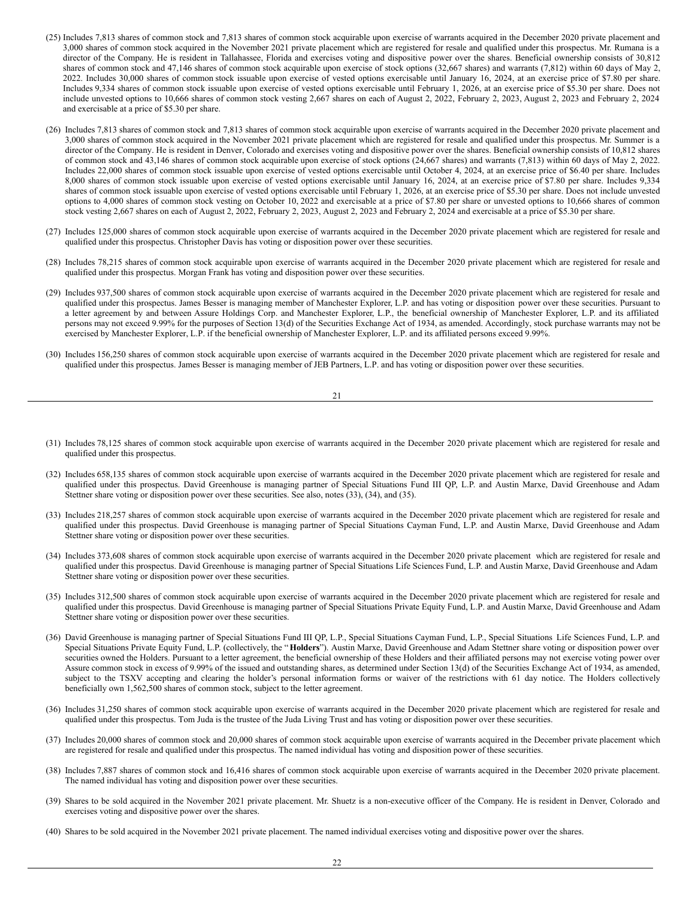(25) Includes 7,813 shares of common stock and 7,813 shares of common stock acquirable upon exercise of warrants acquired in the December 2020 private placement and 3,000 shares of common stock acquired in the November 2021 private placement which are registered for resale and qualified under this prospectus. Mr. Rumana is a director of the Company. He is resident in Tallahassee, Florida and exercises voting and dispositive power over the shares. Beneficial ownership consists of 30,812 shares of common stock and 47,146 shares of common stock acquirable upon exercise of stock options (32,667 shares) and warrants (7,812) within 60 days of May 2, 2022. Includes 30,000 shares of common stock issuable upon exercise of vested options exercisable until January 16, 2024, at an exercise price of $7.80 per share. Includes 9,334 shares of common stock issuable upon exercise of vested options exercisable until February 1, 2026, at an exercise price of $5.30 per share. Does not include unvested options to 10,666 shares of common stock vesting 2,667 shares on each of August 2, 2022, February 2, 2023, August 2, 2023 and February 2, 2024 and exercisable at a price of $5.30 per share.

(26) Includes 7,813 shares of common stock and 7,813 shares of common stock acquirable upon exercise of warrants acquired in the December 2020 private placement and 3,000 shares of common stock acquired in the November 2021 private placement which are registered for resale and qualified under this prospectus. Mr. Summer is a director of the Company. He is resident in Denver, Colorado and exercises voting and dispositive power over the shares. Beneficial ownership consists of 10,812 shares of common stock and 43,146 shares of common stock acquirable upon exercise of stock options (24,667 shares) and warrants (7,813) within 60 days of May 2, 2022. Includes 22,000 shares of common stock issuable upon exercise of vested options exercisable until October 4, 2024, at an exercise price of $6.40 per share. Includes 8,000 shares of common stock issuable upon exercise of vested options exercisable until January 16, 2024, at an exercise price of $7.80 per share. Includes 9,334 shares of common stock issuable upon exercise of vested options exercisable until February 1, 2026, at an exercise price of $5.30 per share. Does not include unvested options to 4,000 shares of common stock vesting on October 10, 2022 and exercisable at a price of $7.80 per share or unvested options to 10,666 shares of common stock vesting 2,667 shares on each of August 2, 2022, February 2, 2023, August 2, 2023 and February 2, 2024 and exercisable at a price of $5.30 per share.

(27) Includes 125,000 shares of common stock acquirable upon exercise of warrants acquired in the December 2020 private placement which are registered for resale and qualified under this prospectus. Christopher Davis has voting or disposition power over these securities.

(28) Includes 78,215 shares of common stock acquirable upon exercise of warrants acquired in the December 2020 private placement which are registered for resale and qualified under this prospectus. Morgan Frank has voting and disposition power over these securities.

(29) Includes 937,500 shares of common stock acquirable upon exercise of warrants acquired in the December 2020 private placement which are registered for resale and qualified under this prospectus. James Besser is managing member of Manchester Explorer, L.P. and has voting or disposition power over these securities. Pursuant to a letter agreement by and between Assure Holdings Corp. and Manchester Explorer, L.P., the beneficial ownership of Manchester Explorer, L.P. and its affiliated persons may not exceed 9.99% for the purposes of Section 13(d) of the Securities Exchange Act of 1934, as amended. Accordingly, stock purchase warrants may not be exercised by Manchester Explorer, L.P. if the beneficial ownership of Manchester Explorer, L.P. and its affiliated persons exceed 9.99%.

(30) Includes 156,250 shares of common stock acquirable upon exercise of warrants acquired in the December 2020 private placement which are registered for resale and qualified under this prospectus. James Besser is managing member of JEB Partners, L.P. and has voting or disposition power over these securities.

(31) Includes 78,125 shares of common stock acquirable upon exercise of warrants acquired in the December 2020 private placement which are registered for resale and qualified under this prospectus.

(32) Includes 658,135 shares of common stock acquirable upon exercise of warrants acquired in the December 2020 private placement which are registered for resale and qualified under this prospectus. David Greenhouse is managing partner of Special Situations Fund III QP, L.P. and Austin Marxe, David Greenhouse and Adam Stettner share voting or disposition power over these securities. See also, notes (33), (34), and (35).

(33) Includes 218,257 shares of common stock acquirable upon exercise of warrants acquired in the December 2020 private placement which are registered for resale and qualified under this prospectus. David Greenhouse is managing partner of Special Situations Cayman Fund, L.P. and Austin Marxe, David Greenhouse and Adam Stettner share voting or disposition power over these securities.

(34) Includes 373,608 shares of common stock acquirable upon exercise of warrants acquired in the December 2020 private placement which are registered for resale and qualified under this prospectus. David Greenhouse is managing partner of Special Situations Life Sciences Fund, L.P. and Austin Marxe, David Greenhouse and Adam Stettner share voting or disposition power over these securities.

(35) Includes 312,500 shares of common stock acquirable upon exercise of warrants acquired in the December 2020 private placement which are registered for resale and qualified under this prospectus. David Greenhouse is managing partner of Special Situations Private Equity Fund, L.P. and Austin Marxe, David Greenhouse and Adam Stettner share voting or disposition power over these securities.

(36) David Greenhouse is managing partner of Special Situations Fund III QP, L.P., Special Situations Cayman Fund, L.P., Special Situations Life Sciences Fund, L.P. and Special Situations Private Equity Fund, L.P. (collectively, the "**Holders**"). Austin Marxe, David Greenhouse and Adam Stettner share voting or disposition power over securities owned the Holders. Pursuant to a letter agreement, the beneficial ownership of these Holders and their affiliated persons may not exercise voting power over Assure common stock in excess of 9.99% of the issued and outstanding shares, as determined under Section 13(d) of the Securities Exchange Act of 1934, as amended, subject to the TSXV accepting and clearing the holder's personal information forms or waiver of the restrictions with 61 day notice. The Holders collectively beneficially own 1,562,500 shares of common stock, subject to the letter agreement.

(36) Includes 31,250 shares of common stock acquirable upon exercise of warrants acquired in the December 2020 private placement which are registered for resale and qualified under this prospectus. Tom Juda is the trustee of the Juda Living Trust and has voting or disposition power over these securities.

(37) Includes 20,000 shares of common stock and 20,000 shares of common stock acquirable upon exercise of warrants acquired in the December private placement which are registered for resale and qualified under this prospectus. The named individual has voting and disposition power of these securities.

(38) Includes 7,887 shares of common stock and 16,416 shares of common stock acquirable upon exercise of warrants acquired in the December 2020 private placement. The named individual has voting and disposition power over these securities.

(39) Shares to be sold acquired in the November 2021 private placement. Mr. Shuetz is a non-executive officer of the Company. He is resident in Denver, Colorado and exercises voting and dispositive power over the shares.

(40) Shares to be sold acquired in the November 2021 private placement. The named individual exercises voting and dispositive power over the shares.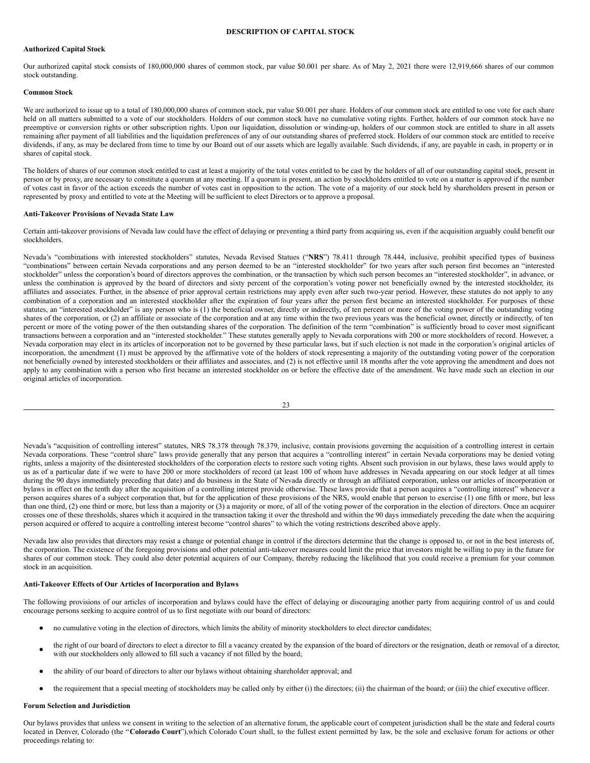## DESCRIPTION OF CAPITAL STOCK

### Authorized Capital Stock

Our authorized capital stock consists of 180,000,000 shares of common stock, par value $0.001 per share. As of May 2, 2021 there were 12,919,666 shares of our common stock outstanding.

### Common Stock

We are authorized to issue up to a total of 180,000,000 shares of common stock, par value $0.001 per share. Holders of our common stock are entitled to one vote for each share held on all matters submitted to a vote of our stockholders. Holders of our common stock have no cumulative voting rights. Further, holders of our common stock have no preemptive or conversion rights or other subscription rights. Upon our liquidation, dissolution or winding-up, holders of our common stock are entitled to share in all assets remaining after payment of all liabilities and the liquidation preferences of any of our outstanding shares of preferred stock. Holders of our common stock are entitled to receive dividends, if any, as may be declared from time to time by our Board out of our assets which are legally available. Such dividends, if any, are payable in cash, in property or in shares of capital stock.

The holders of shares of our common stock entitled to cast at least a majority of the total votes entitled to be cast by the holders of all of our outstanding capital stock, present in person or by proxy, are necessary to constitute a quorum at any meeting. If a quorum is present, an action by stockholders entitled to vote on a matter is approved if the number of votes cast in favor of the action exceeds the number of votes cast in opposition to the action. The vote of a majority of our stock held by shareholders present in person or represented by proxy and entitled to vote at the Meeting will be sufficient to elect Directors or to approve a proposal.

### Anti-Takeover Provisions of Nevada State Law

Certain anti-takeover provisions of Nevada law could have the effect of delaying or preventing a third party from acquiring us, even if the acquisition arguably could benefit our stockholders.

Nevada's "combinations with interested stockholders" statutes, Nevada Revised Statues ("**NRS**") 78.411 through 78.444, inclusive, prohibit specified types of business "combinations" between certain Nevada corporations and any person deemed to be an "interested stockholder" for two years after such person first becomes an "interested stockholder" unless the corporation's board of directors approves the combination, or the transaction by which such person becomes an "interested stockholder", in advance, or unless the combination is approved by the board of directors and sixty percent of the corporation's voting power not beneficially owned by the interested stockholder, its affiliates and associates. Further, in the absence of prior approval certain restrictions may apply even after such two-year period. However, these statutes do not apply to any combination of a corporation and an interested stockholder after the expiration of four years after the person first became an interested stockholder. For purposes of these statutes, an "interested stockholder" is any person who is (1) the beneficial owner, directly or indirectly, of ten percent or more of the voting power of the outstanding voting shares of the corporation, or (2) an affiliate or associate of the corporation and at any time within the two previous years was the beneficial owner, directly or indirectly, of ten percent or more of the voting power of the then outstanding shares of the corporation. The definition of the term "combination" is sufficiently broad to cover most significant transactions between a corporation and an "interested stockholder." These statutes generally apply to Nevada corporations with 200 or more stockholders of record. However, a Nevada corporation may elect in its articles of incorporation not to be governed by these particular laws, but if such election is not made in the corporation's original articles of incorporation, the amendment (1) must be approved by the affirmative vote of the holders of stock representing a majority of the outstanding voting power of the corporation not beneficially owned by interested stockholders or their affiliates and associates, and (2) is not effective until 18 months after the vote approving the amendment and does not apply to any combination with a person who first became an interested stockholder on or before the effective date of the amendment. We have made such an election in our original articles of incorporation.

Nevada's "acquisition of controlling interest" statutes, NRS 78.378 through 78.379, inclusive, contain provisions governing the acquisition of a controlling interest in certain Nevada corporations. These "control share" laws provide generally that any person that acquires a "controlling interest" in certain Nevada corporations may be denied voting rights, unless a majority of the disinterested stockholders of the corporation elects to restore such voting rights. Absent such provision in our bylaws, these laws would apply to us as of a particular date if we were to have 200 or more stockholders of record (at least 100 of whom have addresses in Nevada appearing on our stock ledger at all times during the 90 days immediately preceding that date) and do business in the State of Nevada directly or through an affiliated corporation, unless our articles of incorporation or bylaws in effect on the tenth day after the acquisition of a controlling interest provide otherwise. These laws provide that a person acquires a "controlling interest" whenever a person acquires shares of a subject corporation that, but for the application of these provisions of the NRS, would enable that person to exercise (1) one fifth or more, but less than one third, (2) one third or more, but less than a majority or (3) a majority or more, of all of the voting power of the corporation in the election of directors. Once an acquirer crosses one of these thresholds, shares which it acquired in the transaction taking it over the threshold and within the 90 days immediately preceding the date when the acquiring person acquired or offered to acquire a controlling interest become "control shares" to which the voting restrictions described above apply.

Nevada law also provides that directors may resist a change or potential change in control if the directors determine that the change is opposed to, or not in the best interests of, the corporation. The existence of the foregoing provisions and other potential anti-takeover measures could limit the price that investors might be willing to pay in the future for shares of our common stock. They could also deter potential acquirers of our Company, thereby reducing the likelihood that you could receive a premium for your common stock in an acquisition.

### Anti-Takeover Effects of Our Articles of Incorporation and Bylaws

The following provisions of our articles of incorporation and bylaws could have the effect of delaying or discouraging another party from acquiring control of us and could encourage persons seeking to acquire control of us to first negotiate with our board of directors:

- no cumulative voting in the election of directors, which limits the ability of minority stockholders to elect director candidates;
- the right of our board of directors to elect a director to fill a vacancy created by the expansion of the board of directors or the resignation, death or removal of a director, with our stockholders only allowed to fill such a vacancy if not filled by the board;
- the ability of our board of directors to alter our bylaws without obtaining shareholder approval; and
- the requirement that a special meeting of stockholders may be called only by either (i) the directors; (ii) the chairman of the board; or (iii) the chief executive officer.

### Forum Selection and Jurisdiction

Our bylaws provides that unless we consent in writing to the selection of an alternative forum, the applicable court of competent jurisdiction shall be the state and federal courts located in Denver, Colorado (the "**Colorado Court**"),which Colorado Court shall, to the fullest extent permitted by law, be the sole and exclusive forum for actions or other proceedings relating to: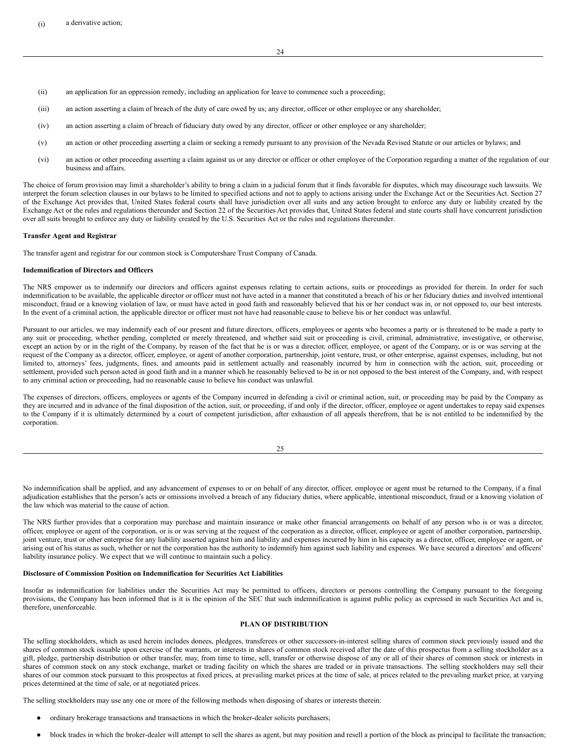(i) a derivative action;

(ii) an application for an oppression remedy, including an application for leave to commence such a proceeding;

(iii) an action asserting a claim of breach of the duty of care owed by us; any director, officer or other employee or any shareholder;

(iv) an action asserting a claim of breach of fiduciary duty owed by any director, officer or other employee or any shareholder;

(v) an action or other proceeding asserting a claim or seeking a remedy pursuant to any provision of the Nevada Revised Statute or our articles or bylaws; and

(vi) an action or other proceeding asserting a claim against us or any director or officer or other employee of the Corporation regarding a matter of the regulation of our business and affairs.

The choice of forum provision may limit a shareholder's ability to bring a claim in a judicial forum that it finds favorable for disputes, which may discourage such lawsuits. We interpret the forum selection clauses in our bylaws to be limited to specified actions and not to apply to actions arising under the Exchange Act or the Securities Act. Section 27 of the Exchange Act provides that, United States federal courts shall have jurisdiction over all suits and any action brought to enforce any duty or liability created by the Exchange Act or the rules and regulations thereunder and Section 22 of the Securities Act provides that, United States federal and state courts shall have concurrent jurisdiction over all suits brought to enforce any duty or liability created by the U.S. Securities Act or the rules and regulations thereunder.

**Transfer Agent and Registrar**

The transfer agent and registrar for our common stock is Computershare Trust Company of Canada.

**Indemnification of Directors and Officers**

The NRS empower us to indemnify our directors and officers against expenses relating to certain actions, suits or proceedings as provided for therein. In order for such indemnification to be available, the applicable director or officer must not have acted in a manner that constituted a breach of his or her fiduciary duties and involved intentional misconduct, fraud or a knowing violation of law, or must have acted in good faith and reasonably believed that his or her conduct was in, or not opposed to, our best interests. In the event of a criminal action, the applicable director or officer must not have had reasonable cause to believe his or her conduct was unlawful.

Pursuant to our articles, we may indemnify each of our present and future directors, officers, employees or agents who becomes a party or is threatened to be made a party to any suit or proceeding, whether pending, completed or merely threatened, and whether said suit or proceeding is civil, criminal, administrative, investigative, or otherwise, except an action by or in the right of the Company, by reason of the fact that he is or was a director, officer, employee, or agent of the Company, or is or was serving at the request of the Company as a director, officer, employee, or agent of another corporation, partnership, joint venture, trust, or other enterprise, against expenses, including, but not limited to, attorneys' fees, judgments, fines, and amounts paid in settlement actually and reasonably incurred by him in connection with the action, suit, proceeding or settlement, provided such person acted in good faith and in a manner which he reasonably believed to be in or not opposed to the best interest of the Company, and, with respect to any criminal action or proceeding, had no reasonable cause to believe his conduct was unlawful.

The expenses of directors, officers, employees or agents of the Company incurred in defending a civil or criminal action, suit, or proceeding may be paid by the Company as they are incurred and in advance of the final disposition of the action, suit, or proceeding, if and only if the director, officer, employee or agent undertakes to repay said expenses to the Company if it is ultimately determined by a court of competent jurisdiction, after exhaustion of all appeals therefrom, that he is not entitled to be indemnified by the corporation.

No indemnification shall be applied, and any advancement of expenses to or on behalf of any director, officer, employee or agent must be returned to the Company, if a final adjudication establishes that the person's acts or omissions involved a breach of any fiduciary duties, where applicable, intentional misconduct, fraud or a knowing violation of the law which was material to the cause of action.

The NRS further provides that a corporation may purchase and maintain insurance or make other financial arrangements on behalf of any person who is or was a director, officer, employee or agent of the corporation, or is or was serving at the request of the corporation as a director, officer, employee or agent of another corporation, partnership, joint venture, trust or other enterprise for any liability asserted against him and liability and expenses incurred by him in his capacity as a director, officer, employee or agent, or arising out of his status as such, whether or not the corporation has the authority to indemnify him against such liability and expenses. We have secured a directors' and officers' liability insurance policy. We expect that we will continue to maintain such a policy.

**Disclosure of Commission Position on Indemnification for Securities Act Liabilities**

Insofar as indemnification for liabilities under the Securities Act may be permitted to officers, directors or persons controlling the Company pursuant to the foregoing provisions, the Company has been informed that is it is the opinion of the SEC that such indemnification is against public policy as expressed in such Securities Act and is, therefore, unenforceable.

## PLAN OF DISTRIBUTION

The selling stockholders, which as used herein includes donees, pledgees, transferees or other successors-in-interest selling shares of common stock previously issued and the shares of common stock issuable upon exercise of the warrants, or interests in shares of common stock received after the date of this prospectus from a selling stockholder as a gift, pledge, partnership distribution or other transfer, may, from time to time, sell, transfer or otherwise dispose of any or all of their shares of common stock or interests in shares of common stock on any stock exchange, market or trading facility on which the shares are traded or in private transactions. The selling stockholders may sell their shares of our common stock pursuant to this prospectus at fixed prices, at prevailing market prices at the time of sale, at prices related to the prevailing market price, at varying prices determined at the time of sale, or at negotiated prices.

The selling stockholders may use any one or more of the following methods when disposing of shares or interests therein:

- ordinary brokerage transactions and transactions in which the broker-dealer solicits purchasers;
- block trades in which the broker-dealer will attempt to sell the shares as agent, but may position and resell a portion of the block as principal to facilitate the transaction;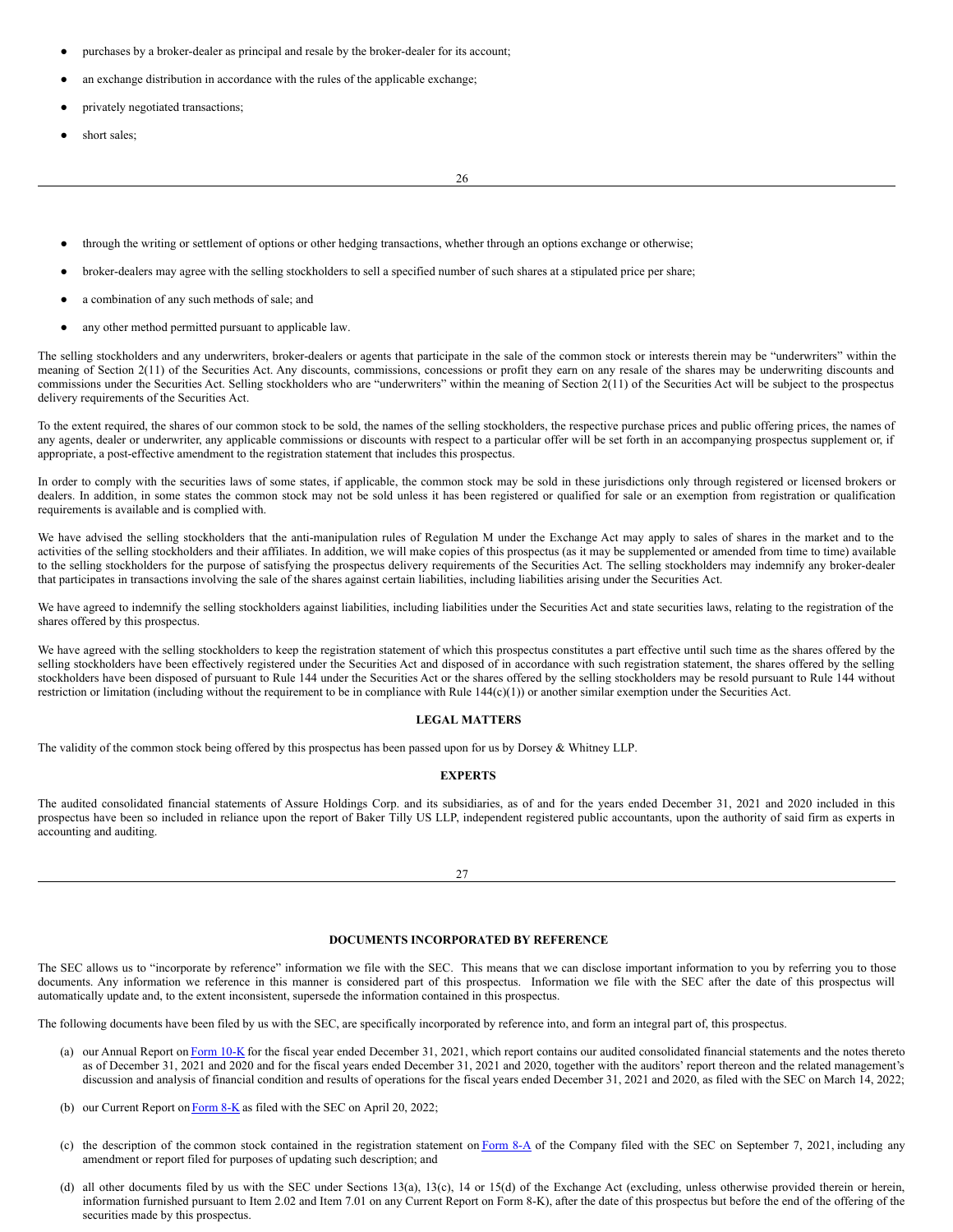- purchases by a broker-dealer as principal and resale by the broker-dealer for its account;
- an exchange distribution in accordance with the rules of the applicable exchange;
- privately negotiated transactions;
- short sales;
- through the writing or settlement of options or other hedging transactions, whether through an options exchange or otherwise;
- broker-dealers may agree with the selling stockholders to sell a specified number of such shares at a stipulated price per share;
- a combination of any such methods of sale; and
- any other method permitted pursuant to applicable law.

The selling stockholders and any underwriters, broker-dealers or agents that participate in the sale of the common stock or interests therein may be "underwriters" within the meaning of Section 2(11) of the Securities Act. Any discounts, commissions, concessions or profit they earn on any resale of the shares may be underwriting discounts and commissions under the Securities Act. Selling stockholders who are "underwriters" within the meaning of Section 2(11) of the Securities Act will be subject to the prospectus delivery requirements of the Securities Act.

To the extent required, the shares of our common stock to be sold, the names of the selling stockholders, the respective purchase prices and public offering prices, the names of any agents, dealer or underwriter, any applicable commissions or discounts with respect to a particular offer will be set forth in an accompanying prospectus supplement or, if appropriate, a post-effective amendment to the registration statement that includes this prospectus.

In order to comply with the securities laws of some states, if applicable, the common stock may be sold in these jurisdictions only through registered or licensed brokers or dealers. In addition, in some states the common stock may not be sold unless it has been registered or qualified for sale or an exemption from registration or qualification requirements is available and is complied with.

We have advised the selling stockholders that the anti-manipulation rules of Regulation M under the Exchange Act may apply to sales of shares in the market and to the activities of the selling stockholders and their affiliates. In addition, we will make copies of this prospectus (as it may be supplemented or amended from time to time) available to the selling stockholders for the purpose of satisfying the prospectus delivery requirements of the Securities Act. The selling stockholders may indemnify any broker-dealer that participates in transactions involving the sale of the shares against certain liabilities, including liabilities arising under the Securities Act.

We have agreed to indemnify the selling stockholders against liabilities, including liabilities under the Securities Act and state securities laws, relating to the registration of the shares offered by this prospectus.

We have agreed with the selling stockholders to keep the registration statement of which this prospectus constitutes a part effective until such time as the shares offered by the selling stockholders have been effectively registered under the Securities Act and disposed of in accordance with such registration statement, the shares offered by the selling stockholders have been disposed of pursuant to Rule 144 under the Securities Act or the shares offered by the selling stockholders may be resold pursuant to Rule 144 without restriction or limitation (including without the requirement to be in compliance with Rule 144(c)(1)) or another similar exemption under the Securities Act.

## LEGAL MATTERS

The validity of the common stock being offered by this prospectus has been passed upon for us by Dorsey & Whitney LLP.

## EXPERTS

The audited consolidated financial statements of Assure Holdings Corp. and its subsidiaries, as of and for the years ended December 31, 2021 and 2020 included in this prospectus have been so included in reliance upon the report of Baker Tilly US LLP, independent registered public accountants, upon the authority of said firm as experts in accounting and auditing.

## DOCUMENTS INCORPORATED BY REFERENCE

The SEC allows us to "incorporate by reference" information we file with the SEC. This means that we can disclose important information to you by referring you to those documents. Any information we reference in this manner is considered part of this prospectus. Information we file with the SEC after the date of this prospectus will automatically update and, to the extent inconsistent, supersede the information contained in this prospectus.

The following documents have been filed by us with the SEC, are specifically incorporated by reference into, and form an integral part of, this prospectus.

(a) our Annual Report on Form 10-K for the fiscal year ended December 31, 2021, which report contains our audited consolidated financial statements and the notes thereto as of December 31, 2021 and 2020 and for the fiscal years ended December 31, 2021 and 2020, together with the auditors' report thereon and the related management's discussion and analysis of financial condition and results of operations for the fiscal years ended December 31, 2021 and 2020, as filed with the SEC on March 14, 2022;

(b) our Current Report on Form 8-K as filed with the SEC on April 20, 2022;

(c) the description of the common stock contained in the registration statement on Form 8-A of the Company filed with the SEC on September 7, 2021, including any amendment or report filed for purposes of updating such description; and

(d) all other documents filed by us with the SEC under Sections 13(a), 13(c), 14 or 15(d) of the Exchange Act (excluding, unless otherwise provided therein or herein, information furnished pursuant to Item 2.02 and Item 7.01 on any Current Report on Form 8-K), after the date of this prospectus but before the end of the offering of the securities made by this prospectus.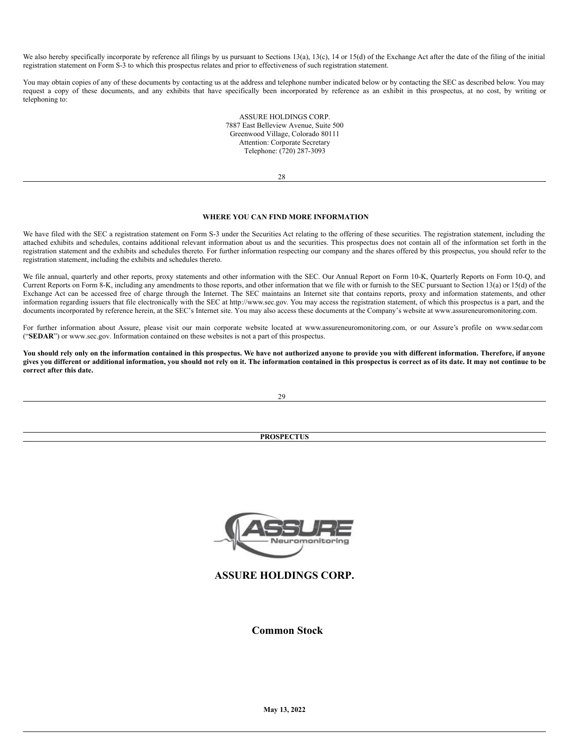We also hereby specifically incorporate by reference all filings by us pursuant to Sections 13(a), 13(c), 14 or 15(d) of the Exchange Act after the date of the filing of the initial registration statement on Form S-3 to which this prospectus relates and prior to effectiveness of such registration statement.

You may obtain copies of any of these documents by contacting us at the address and telephone number indicated below or by contacting the SEC as described below. You may request a copy of these documents, and any exhibits that have specifically been incorporated by reference as an exhibit in this prospectus, at no cost, by writing or telephoning to:

ASSURE HOLDINGS CORP.
7887 East Belleview Avenue, Suite 500
Greenwood Village, Colorado 80111
Attention: Corporate Secretary
Telephone: (720) 287-3093

## WHERE YOU CAN FIND MORE INFORMATION

We have filed with the SEC a registration statement on Form S-3 under the Securities Act relating to the offering of these securities. The registration statement, including the attached exhibits and schedules, contains additional relevant information about us and the securities. This prospectus does not contain all of the information set forth in the registration statement and the exhibits and schedules thereto. For further information respecting our company and the shares offered by this prospectus, you should refer to the registration statement, including the exhibits and schedules thereto.

We file annual, quarterly and other reports, proxy statements and other information with the SEC. Our Annual Report on Form 10-K, Quarterly Reports on Form 10-Q, and Current Reports on Form 8-K, including any amendments to those reports, and other information that we file with or furnish to the SEC pursuant to Section 13(a) or 15(d) of the Exchange Act can be accessed free of charge through the Internet. The SEC maintains an Internet site that contains reports, proxy and information statements, and other information regarding issuers that file electronically with the SEC at http://www.sec.gov. You may access the registration statement, of which this prospectus is a part, and the documents incorporated by reference herein, at the SEC's Internet site. You may also access these documents at the Company's website at www.assureneuromonitoring.com.

For further information about Assure, please visit our main corporate website located at www.assureneuromonitoring.com, or our Assure's profile on www.sedar.com ("**SEDAR**") or www.sec.gov. Information contained on these websites is not a part of this prospectus.

**You should rely only on the information contained in this prospectus. We have not authorized anyone to provide you with different information. Therefore, if anyone gives you different or additional information, you should not rely on it. The information contained in this prospectus is correct as of its date. It may not continue to be correct after this date.**

**PROSPECTUS**

ASSURE Neuromonitoring

## ASSURE HOLDINGS CORP.

## Common Stock

**May 13, 2022**